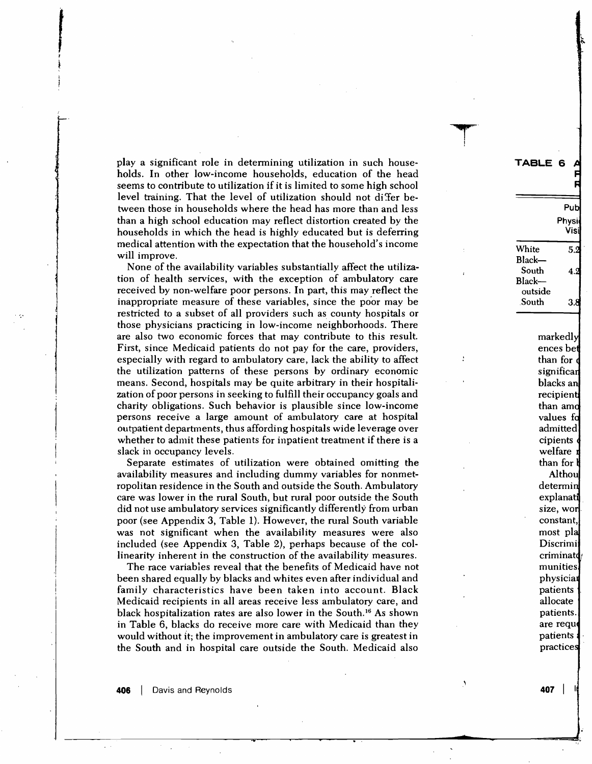play a significant role in determining utilization in such households. In other low-income households, education of the head seems to contribute to utilization if it is limited to some high school level training. That the level of utilization should not differ between those in households where the head has more than and less than a high school education may reflect distortion created by the households in which the head is highly educated but is deferring medical attention with the expectation that the household's income will improve.

None of the availability variables substantially affect the utilization of health services, with the exception of ambulatory care received by non-welfare poor persons. In part, this may reflect the inappropriate measure of these variables, since the poor may be restricted to a subset of all providers such as county hospitals or those physicians practicing in low-income neighborhoods. There are also two economic forces that may contribute to this result. First, since Medicaid patients do not pay for the care, providers, especially with regard to ambulatory care, lack the ability to affect the utilization patterns of these persons by ordinary economic means. Second, hospitals may be quite arbitrary in their hospitalization of poor persons in seeking to fulfill their occupancy goals and charity obligations. Such behavior is plausible since low-income persons receive a large amount of ambulatory care at hospital outpatient departments, thus affording hospitals wide leverage over whether to admit these patients for inpatient treatment if there is a slack in occupancy levels.

Separate estimates of utilization were obtained omitting the availability measures and including dummy variables for nonmetropolitan residence in the South and outside the South. Ambulatory care was lower in the rural South, but rural poor outside the South did not use ambulatory services significantly differently from urban poor (see Appendix 3, Table 1). However, the rural South variable was not significant when the availability measures were also included (see Appendix 3, Table 2), perhaps because of the collinearity inherent in the construction of the availability measures.

The race variables reveal that the benefits of Medicaid have not been shared equally by blacks and whites even after individual and family characteristics have been taken into account. Black Medicaid recipients in all areas receive less ambulatory care, and black hospitalization rates are also lower in the South.[16] As shown in Table 6, blacks do receive more care with Medicaid than they would without it; the improvement in ambulatory care is greatest in the South and in hospital care outside the South. Medicaid also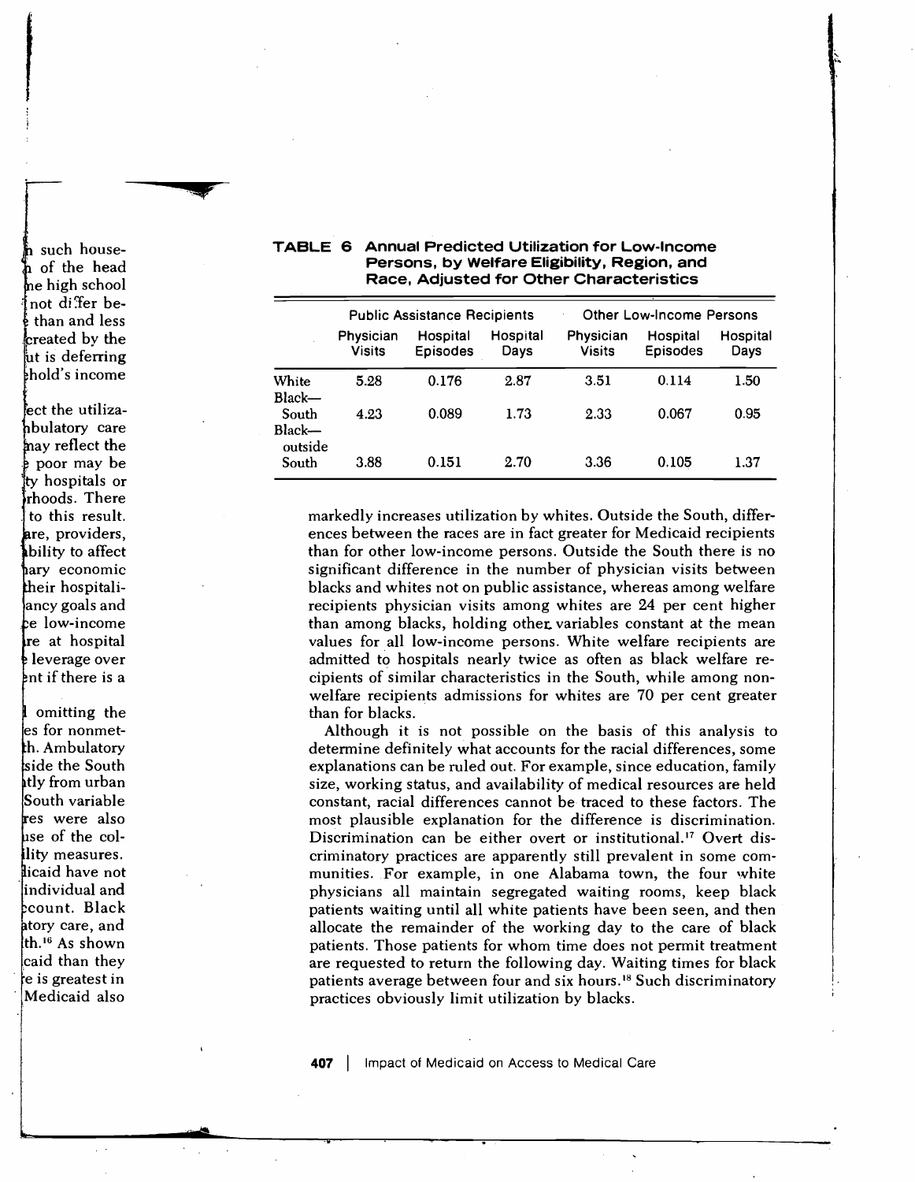**TABLE 6 Annual Predicted Utilization for Low-Income Persons, by Welfare Eligibility, Region, and Race, Adjusted for Other Characteristics**

| | Public Assistance Recipients | | | Other Low-Income Persons | | |
|---|---|---|---|---|---|---|
| | Physician Visits | Hospital Episodes | Hospital Days | Physician Visits | Hospital Episodes | Hospital Days |
| White | 5.28 | 0.176 | 2.87 | 3.51 | 0.114 | 1.50 |
| Black—South | 4.23 | 0.089 | 1.73 | 2.33 | 0.067 | 0.95 |
| Black—outside South | 3.88 | 0.151 | 2.70 | 3.36 | 0.105 | 1.37 |

markedly increases utilization by whites. Outside the South, differences between the races are in fact greater for Medicaid recipients than for other low-income persons. Outside the South there is no significant difference in the number of physician visits between blacks and whites not on public assistance, whereas among welfare recipients physician visits among whites are 24 per cent higher than among blacks, holding other variables constant at the mean values for all low-income persons. White welfare recipients are admitted to hospitals nearly twice as often as black welfare recipients of similar characteristics in the South, while among nonwelfare recipients admissions for whites are 70 per cent greater than for blacks.

Although it is not possible on the basis of this analysis to determine definitely what accounts for the racial differences, some explanations can be ruled out. For example, since education, family size, working status, and availability of medical resources are held constant, racial differences cannot be traced to these factors. The most plausible explanation for the difference is discrimination. Discrimination can be either overt or institutional.[17] Overt discriminatory practices are apparently still prevalent in some communities. For example, in one Alabama town, the four white physicians all maintain segregated waiting rooms, keep black patients waiting until all white patients have been seen, and then allocate the remainder of the working day to the care of black patients. Those patients for whom time does not permit treatment are requested to return the following day. Waiting times for black patients average between four and six hours.[18] Such discriminatory practices obviously limit utilization by blacks.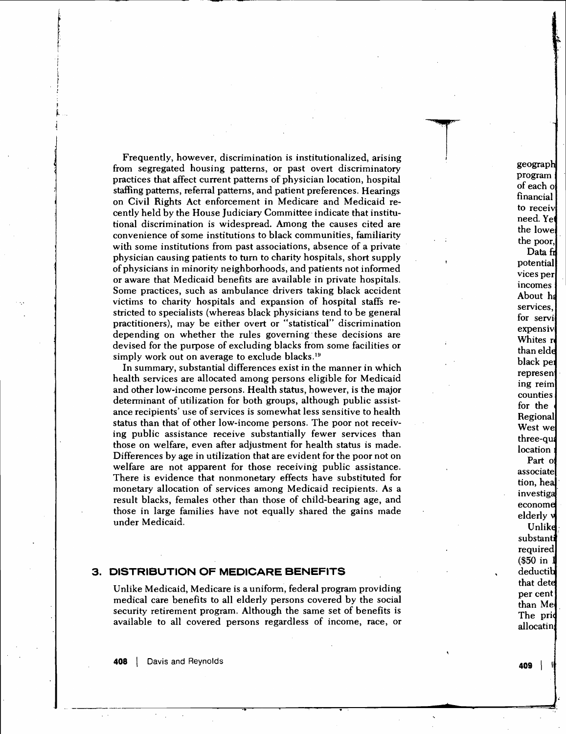Frequently, however, discrimination is institutionalized, arising from segregated housing patterns, or past overt discriminatory practices that affect current patterns of physician location, hospital staffing patterns, referral patterns, and patient preferences. Hearings on Civil Rights Act enforcement in Medicare and Medicaid recently held by the House Judiciary Committee indicate that institutional discrimination is widespread. Among the causes cited are convenience of some institutions to black communities, familiarity with some institutions from past associations, absence of a private physician causing patients to turn to charity hospitals, short supply of physicians in minority neighborhoods, and patients not informed or aware that Medicaid benefits are available in private hospitals. Some practices, such as ambulance drivers taking black accident victims to charity hospitals and expansion of hospital staffs restricted to specialists (whereas black physicians tend to be general practitioners), may be either overt or "statistical" discrimination depending on whether the rules governing these decisions are devised for the purpose of excluding blacks from some facilities or simply work out on average to exclude blacks.[19]

In summary, substantial differences exist in the manner in which health services are allocated among persons eligible for Medicaid and other low-income persons. Health status, however, is the major determinant of utilization for both groups, although public assistance recipients' use of services is somewhat less sensitive to health status than that of other low-income persons. The poor not receiving public assistance receive substantially fewer services than those on welfare, even after adjustment for health status is made. Differences by age in utilization that are evident for the poor not on welfare are not apparent for those receiving public assistance. There is evidence that nonmonetary effects have substituted for monetary allocation of services among Medicaid recipients. As a result blacks, females other than those of child-bearing age, and those in large families have not equally shared the gains made under Medicaid.

## 3. DISTRIBUTION OF MEDICARE BENEFITS

Unlike Medicaid, Medicare is a uniform, federal program providing medical care benefits to all elderly persons covered by the social security retirement program. Although the same set of benefits is available to all covered persons regardless of income, race, or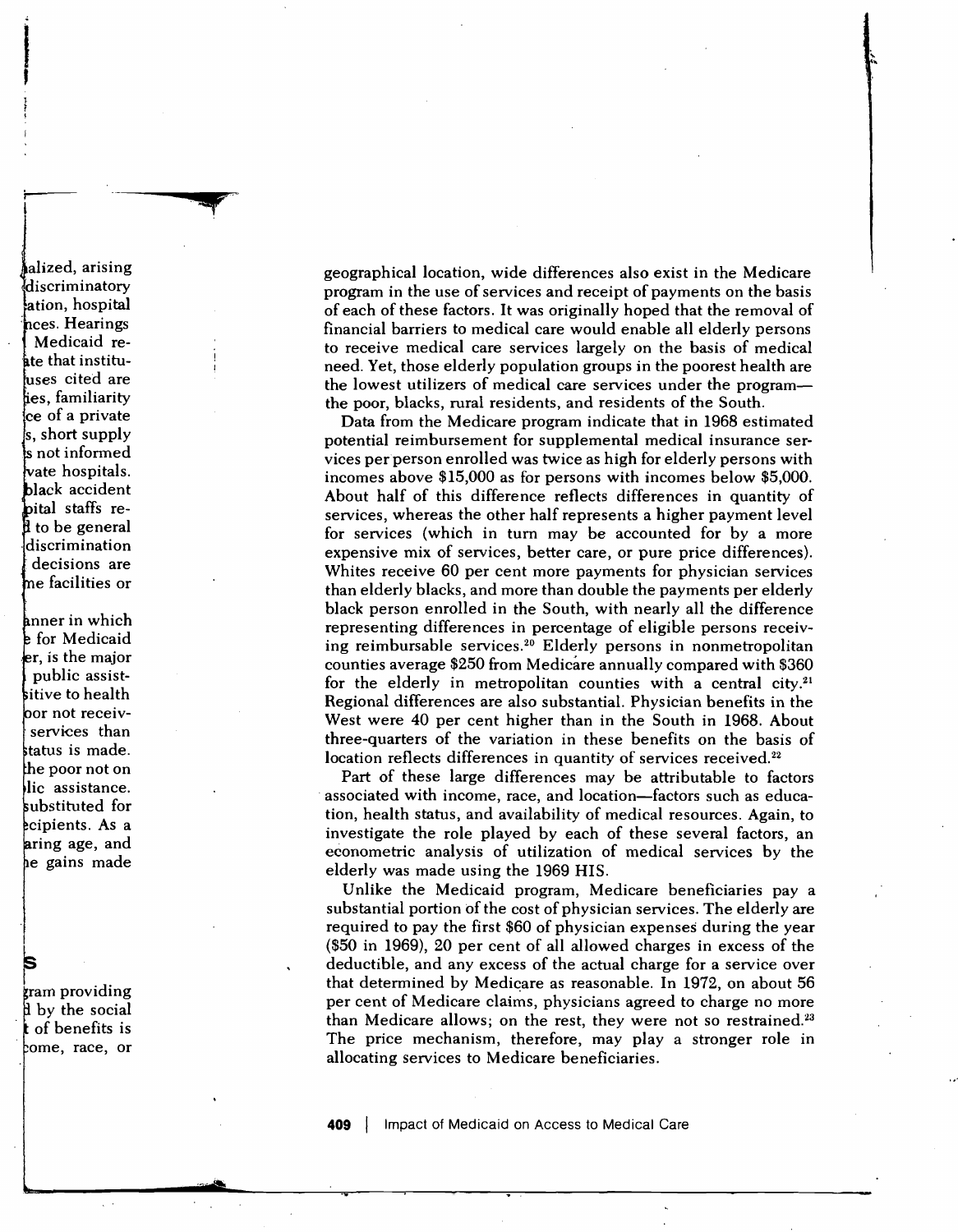geographical location, wide differences also exist in the Medicare program in the use of services and receipt of payments on the basis of each of these factors. It was originally hoped that the removal of financial barriers to medical care would enable all elderly persons to receive medical care services largely on the basis of medical need. Yet, those elderly population groups in the poorest health are the lowest utilizers of medical care services under the program—the poor, blacks, rural residents, and residents of the South.

Data from the Medicare program indicate that in 1968 estimated potential reimbursement for supplemental medical insurance services per person enrolled was twice as high for elderly persons with incomes above $15,000 as for persons with incomes below $5,000. About half of this difference reflects differences in quantity of services, whereas the other half represents a higher payment level for services (which in turn may be accounted for by a more expensive mix of services, better care, or pure price differences). Whites receive 60 per cent more payments for physician services than elderly blacks, and more than double the payments per elderly black person enrolled in the South, with nearly all the difference representing differences in percentage of eligible persons receiving reimbursable services.[20] Elderly persons in nonmetropolitan counties average $250 from Medicare annually compared with $360 for the elderly in metropolitan counties with a central city.[21] Regional differences are also substantial. Physician benefits in the West were 40 per cent higher than in the South in 1968. About three-quarters of the variation in these benefits on the basis of location reflects differences in quantity of services received.[22]

Part of these large differences may be attributable to factors associated with income, race, and location—factors such as education, health status, and availability of medical resources. Again, to investigate the role played by each of these several factors, an econometric analysis of utilization of medical services by the elderly was made using the 1969 HIS.

Unlike the Medicaid program, Medicare beneficiaries pay a substantial portion of the cost of physician services. The elderly are required to pay the first $60 of physician expenses during the year ($50 in 1969), 20 per cent of all allowed charges in excess of the deductible, and any excess of the actual charge for a service over that determined by Medicare as reasonable. In 1972, on about 56 per cent of Medicare claims, physicians agreed to charge no more than Medicare allows; on the rest, they were not so restrained.[23] The price mechanism, therefore, may play a stronger role in allocating services to Medicare beneficiaries.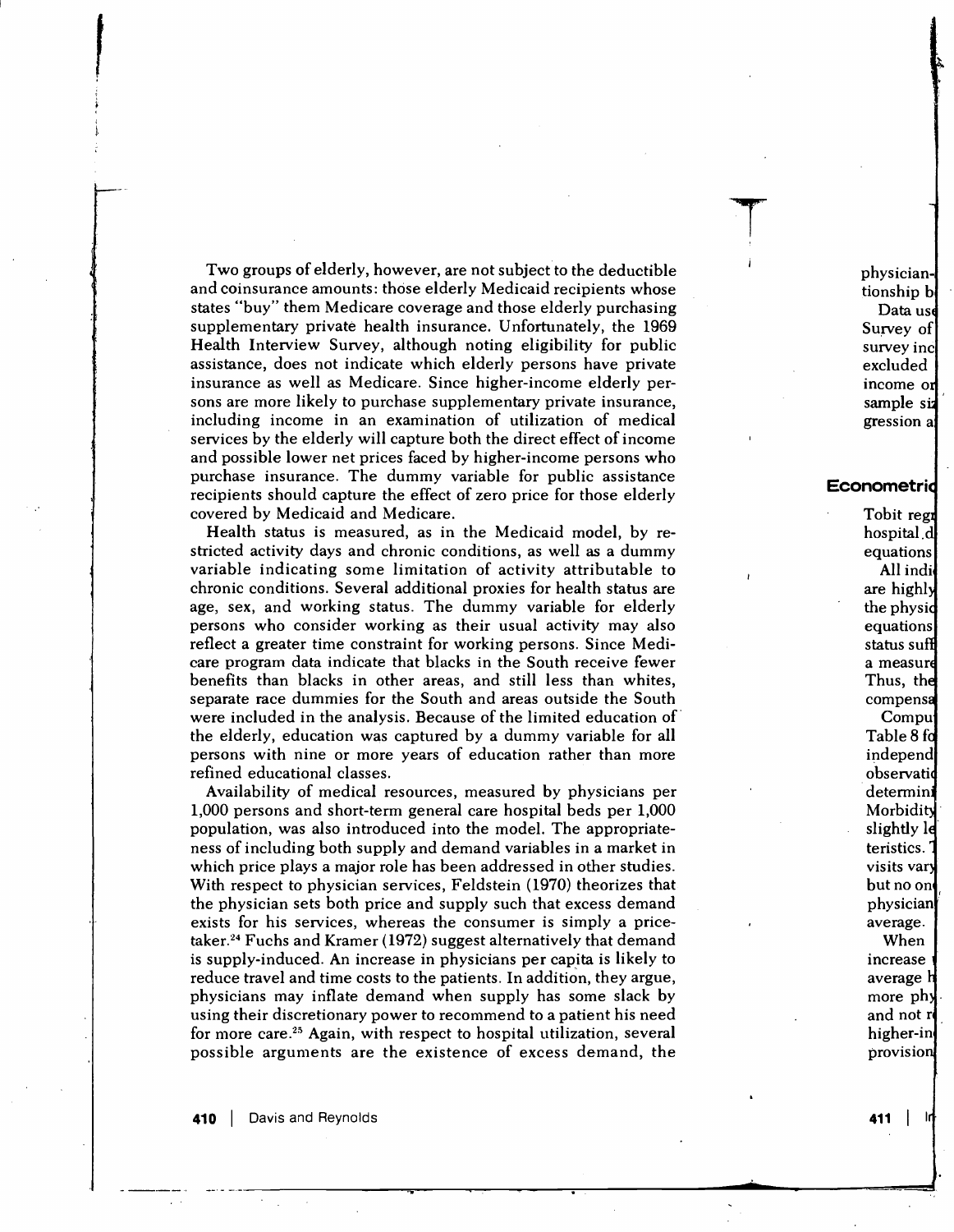Two groups of elderly, however, are not subject to the deductible and coinsurance amounts: those elderly Medicaid recipients whose states "buy" them Medicare coverage and those elderly purchasing supplementary private health insurance. Unfortunately, the 1969 Health Interview Survey, although noting eligibility for public assistance, does not indicate which elderly persons have private insurance as well as Medicare. Since higher-income elderly persons are more likely to purchase supplementary private insurance, including income in an examination of utilization of medical services by the elderly will capture both the direct effect of income and possible lower net prices faced by higher-income persons who purchase insurance. The dummy variable for public assistance recipients should capture the effect of zero price for those elderly covered by Medicaid and Medicare.

Health status is measured, as in the Medicaid model, by restricted activity days and chronic conditions, as well as a dummy variable indicating some limitation of activity attributable to chronic conditions. Several additional proxies for health status are age, sex, and working status. The dummy variable for elderly persons who consider working as their usual activity may also reflect a greater time constraint for working persons. Since Medicare program data indicate that blacks in the South receive fewer benefits than blacks in other areas, and still less than whites, separate race dummies for the South and areas outside the South were included in the analysis. Because of the limited education of the elderly, education was captured by a dummy variable for all persons with nine or more years of education rather than more refined educational classes.

Availability of medical resources, measured by physicians per 1,000 persons and short-term general care hospital beds per 1,000 population, was also introduced into the model. The appropriateness of including both supply and demand variables in a market in which price plays a major role has been addressed in other studies. With respect to physician services, Feldstein (1970) theorizes that the physician sets both price and supply such that excess demand exists for his services, whereas the consumer is simply a price-taker.[24] Fuchs and Kramer (1972) suggest alternatively that demand is supply-induced. An increase in physicians per capita is likely to reduce travel and time costs to the patients. In addition, they argue, physicians may inflate demand when supply has some slack by using their discretionary power to recommend to a patient his need for more care.[25] Again, with respect to hospital utilization, several possible arguments are the existence of excess demand, the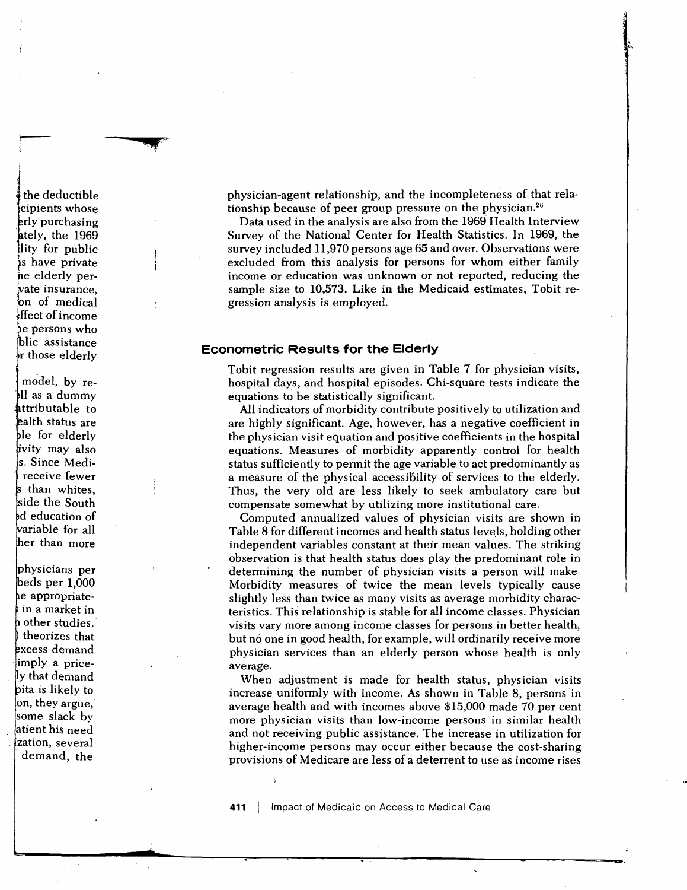physician-agent relationship, and the incompleteness of that relationship because of peer group pressure on the physician.[26]

Data used in the analysis are also from the 1969 Health Interview Survey of the National Center for Health Statistics. In 1969, the survey included 11,970 persons age 65 and over. Observations were excluded from this analysis for persons for whom either family income or education was unknown or not reported, reducing the sample size to 10,573. Like in the Medicaid estimates, Tobit regression analysis is employed.

## Econometric Results for the Elderly

Tobit regression results are given in Table 7 for physician visits, hospital days, and hospital episodes. Chi-square tests indicate the equations to be statistically significant.

All indicators of morbidity contribute positively to utilization and are highly significant. Age, however, has a negative coefficient in the physician visit equation and positive coefficients in the hospital equations. Measures of morbidity apparently control for health status sufficiently to permit the age variable to act predominantly as a measure of the physical accessibility of services to the elderly. Thus, the very old are less likely to seek ambulatory care but compensate somewhat by utilizing more institutional care.

Computed annualized values of physician visits are shown in Table 8 for different incomes and health status levels, holding other independent variables constant at their mean values. The striking observation is that health status does play the predominant role in determining the number of physician visits a person will make. Morbidity measures of twice the mean levels typically cause slightly less than twice as many visits as average morbidity characteristics. This relationship is stable for all income classes. Physician visits vary more among income classes for persons in better health, but no one in good health, for example, will ordinarily receive more physician services than an elderly person whose health is only average.

When adjustment is made for health status, physician visits increase uniformly with income. As shown in Table 8, persons in average health and with incomes above $15,000 made 70 per cent more physician visits than low-income persons in similar health and not receiving public assistance. The increase in utilization for higher-income persons may occur either because the cost-sharing provisions of Medicare are less of a deterrent to use as income rises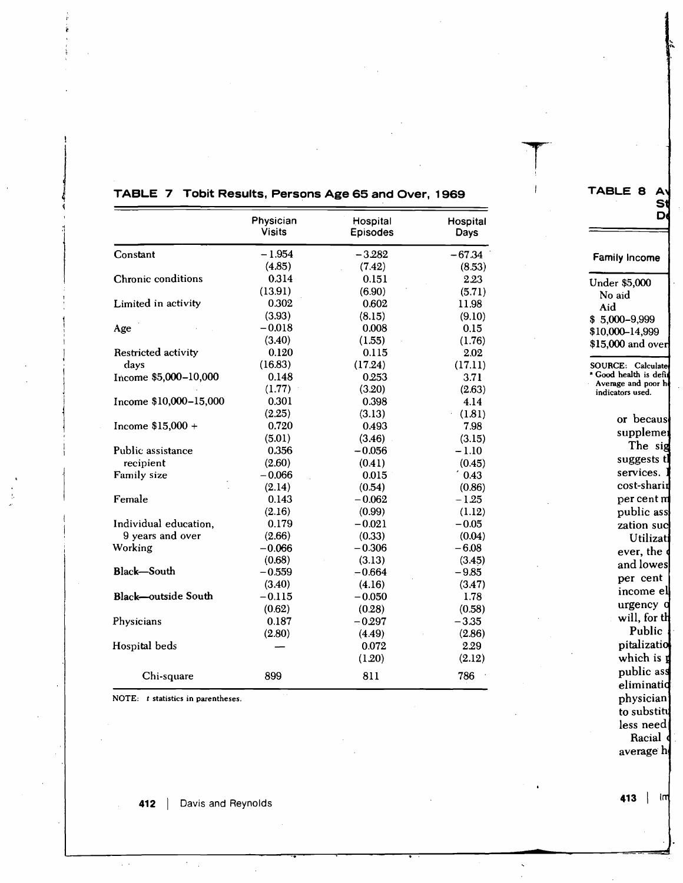**TABLE 7 Tobit Results, Persons Age 65 and Over, 1969**

| | Physician Visits | Hospital Episodes | Hospital Days |
|---|---|---|---|
| Constant | −1.954 | −3.282 | −67.34 |
| | (4.85) | (7.42) | (8.53) |
| Chronic conditions | 0.314 | 0.151 | 2.23 |
| | (13.91) | (6.90) | (5.71) |
| Limited in activity | 0.302 | 0.602 | 11.98 |
| | (3.93) | (8.15) | (9.10) |
| Age | −0.018 | 0.008 | 0.15 |
| | (3.40) | (1.55) | (1.76) |
| Restricted activity days | 0.120 | 0.115 | 2.02 |
| | (16.83) | (17.24) | (17.11) |
| Income $5,000–10,000 | 0.148 | 0.253 | 3.71 |
| | (1.77) | (3.20) | (2.63) |
| Income $10,000–15,000 | 0.301 | 0.398 | 4.14 |
| | (2.25) | (3.13) | (1.81) |
| Income $15,000 + | 0.720 | 0.493 | 7.98 |
| | (5.01) | (3.46) | (3.15) |
| Public assistance recipient | 0.356 | −0.056 | −1.10 |
| | (2.60) | (0.41) | (0.45) |
| Family size | −0.066 | 0.015 | 0.43 |
| | (2.14) | (0.54) | (0.86) |
| Female | 0.143 | −0.062 | −1.25 |
| | (2.16) | (0.99) | (1.12) |
| Individual education, 9 years and over | 0.179 | −0.021 | −0.05 |
| | (2.66) | (0.33) | (0.04) |
| Working | −0.066 | −0.306 | −6.08 |
| | (0.68) | (3.13) | (3.45) |
| Black—South | −0.559 | −0.664 | −9.85 |
| | (3.40) | (4.16) | (3.47) |
| Black—outside South | −0.115 | −0.050 | 1.78 |
| | (0.62) | (0.28) | (0.58) |
| Physicians | 0.187 | −0.297 | −3.35 |
| | (2.80) | (4.49) | (2.86) |
| Hospital beds | — | 0.072 | 2.29 |
| | | (1.20) | (2.12) |
| Chi-square | 899 | 811 | 786 |

NOTE: *t* statistics in parentheses.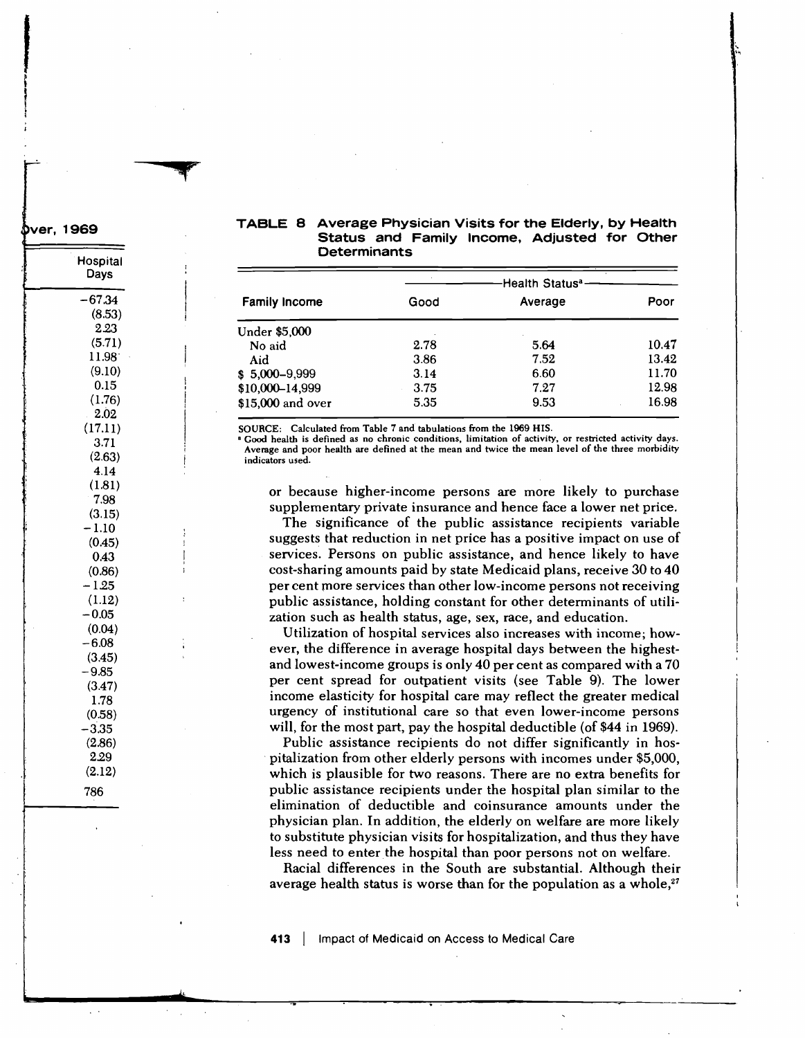| Hospital Days |
|---|
| −67.34 |
| (8.53) |
| 2.23 |
| (5.71) |
| 11.98 |
| (9.10) |
| 0.15 |
| (1.76) |
| 2.02 |
| (17.11) |
| 3.71 |
| (2.63) |
| 4.14 |
| (1.81) |
| 7.98 |
| (3.15) |
| −1.10 |
| (0.45) |
| 0.43 |
| (0.86) |
| −1.25 |
| (1.12) |
| −0.05 |
| (0.04) |
| −6.08 |
| (3.45) |
| −9.85 |
| (3.47) |
| 1.78 |
| (0.58) |
| −3.35 |
| (2.86) |
| 2.29 |
| (2.12) |
| 786 |

**TABLE 8 Average Physician Visits for the Elderly, by Health Status and Family Income, Adjusted for Other Determinants**

| Family Income | Health Status[a] | | |
|---|---|---|---|
| | Good | Average | Poor |
| Under $5,000 | | | |
| No aid | 2.78 | 5.64 | 10.47 |
| Aid | 3.86 | 7.52 | 13.42 |
| $ 5,000–9,999 | 3.14 | 6.60 | 11.70 |
| $10,000–14,999 | 3.75 | 7.27 | 12.98 |
| $15,000 and over | 5.35 | 9.53 | 16.98 |

SOURCE: Calculated from Table 7 and tabulations from the 1969 HIS.

[a] Good health is defined as no chronic conditions, limitation of activity, or restricted activity days. Average and poor health are defined at the mean and twice the mean level of the three morbidity indicators used.

or because higher-income persons are more likely to purchase supplementary private insurance and hence face a lower net price.

The significance of the public assistance recipients variable suggests that reduction in net price has a positive impact on use of services. Persons on public assistance, and hence likely to have cost-sharing amounts paid by state Medicaid plans, receive 30 to 40 per cent more services than other low-income persons not receiving public assistance, holding constant for other determinants of utilization such as health status, age, sex, race, and education.

Utilization of hospital services also increases with income; however, the difference in average hospital days between the highest- and lowest-income groups is only 40 per cent as compared with a 70 per cent spread for outpatient visits (see Table 9). The lower income elasticity for hospital care may reflect the greater medical urgency of institutional care so that even lower-income persons will, for the most part, pay the hospital deductible (of $44 in 1969).

Public assistance recipients do not differ significantly in hospitalization from other elderly persons with incomes under $5,000, which is plausible for two reasons. There are no extra benefits for public assistance recipients under the hospital plan similar to the elimination of deductible and coinsurance amounts under the physician plan. In addition, the elderly on welfare are more likely to substitute physician visits for hospitalization, and thus they have less need to enter the hospital than poor persons not on welfare.

Racial differences in the South are substantial. Although their average health status is worse than for the population as a whole,[27]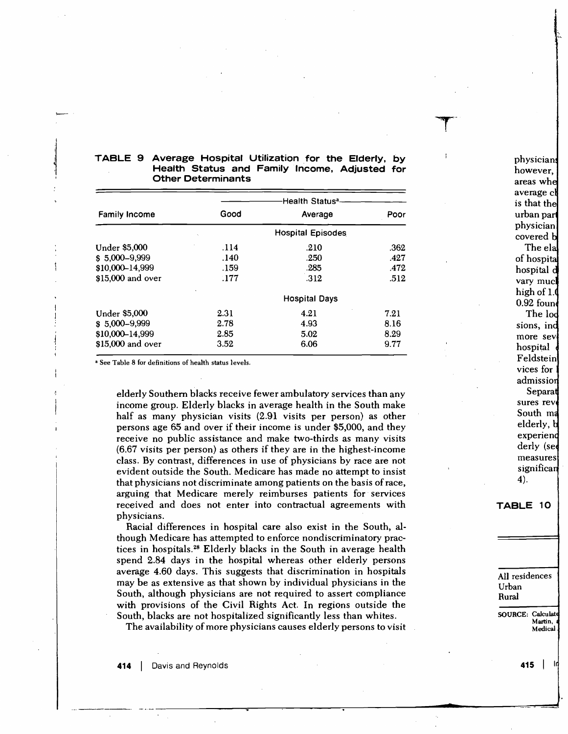**TABLE 9 Average Hospital Utilization for the Elderly, by Health Status and Family Income, Adjusted for Other Determinants**

| Family Income | Health Status[a] | | |
|---|---|---|---|
| | Good | Average | Poor |
| | | Hospital Episodes | |
| Under $5,000 | .114 | .210 | .362 |
| $ 5,000–9,999 | .140 | .250 | .427 |
| $10,000–14,999 | .159 | .285 | .472 |
| $15,000 and over | .177 | .312 | .512 |
| | | Hospital Days | |
| Under $5,000 | 2.31 | 4.21 | 7.21 |
| $ 5,000–9,999 | 2.78 | 4.93 | 8.16 |
| $10,000–14,999 | 2.85 | 5.02 | 8.29 |
| $15,000 and over | 3.52 | 6.06 | 9.77 |

[a] See Table 8 for definitions of health status levels.

elderly Southern blacks receive fewer ambulatory services than any income group. Elderly blacks in average health in the South make half as many physician visits (2.91 visits per person) as other persons age 65 and over if their income is under $5,000, and they receive no public assistance and make two-thirds as many visits (6.67 visits per person) as others if they are in the highest-income class. By contrast, differences in use of physicians by race are not evident outside the South. Medicare has made no attempt to insist that physicians not discriminate among patients on the basis of race, arguing that Medicare merely reimburses patients for services received and does not enter into contractual agreements with physicians.

Racial differences in hospital care also exist in the South, although Medicare has attempted to enforce nondiscriminatory practices in hospitals.[28] Elderly blacks in the South in average health spend 2.84 days in the hospital whereas other elderly persons average 4.60 days. This suggests that discrimination in hospitals may be as extensive as that shown by individual physicians in the South, although physicians are not required to assert compliance with provisions of the Civil Rights Act. In regions outside the South, blacks are not hospitalized significantly less than whites.

The availability of more physicians causes elderly persons to visit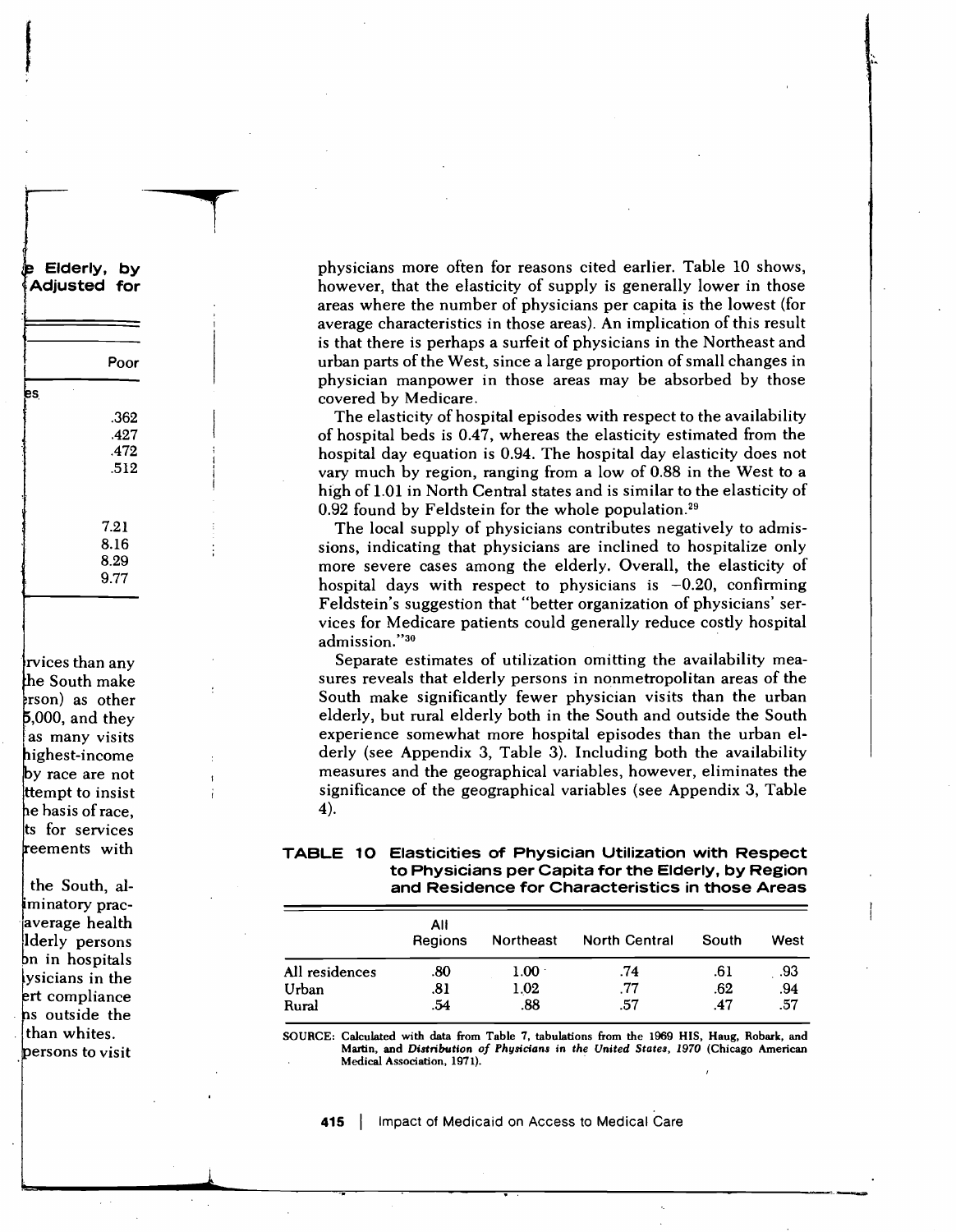physicians more often for reasons cited earlier. Table 10 shows, however, that the elasticity of supply is generally lower in those areas where the number of physicians per capita is the lowest (for average characteristics in those areas). An implication of this result is that there is perhaps a surfeit of physicians in the Northeast and urban parts of the West, since a large proportion of small changes in physician manpower in those areas may be absorbed by those covered by Medicare.

The elasticity of hospital episodes with respect to the availability of hospital beds is 0.47, whereas the elasticity estimated from the hospital day equation is 0.94. The hospital day elasticity does not vary much by region, ranging from a low of 0.88 in the West to a high of 1.01 in North Central states and is similar to the elasticity of 0.92 found by Feldstein for the whole population.[29]

The local supply of physicians contributes negatively to admissions, indicating that physicians are inclined to hospitalize only more severe cases among the elderly. Overall, the elasticity of hospital days with respect to physicians is −0.20, confirming Feldstein's suggestion that "better organization of physicians' services for Medicare patients could generally reduce costly hospital admission."[30]

Separate estimates of utilization omitting the availability measures reveals that elderly persons in nonmetropolitan areas of the South make significantly fewer physician visits than the urban elderly, but rural elderly both in the South and outside the South experience somewhat more hospital episodes than the urban elderly (see Appendix 3, Table 3). Including both the availability measures and the geographical variables, however, eliminates the significance of the geographical variables (see Appendix 3, Table 4).

**TABLE 10 Elasticities of Physician Utilization with Respect to Physicians per Capita for the Elderly, by Region and Residence for Characteristics in those Areas**

| | All Regions | Northeast | North Central | South | West |
|---|---|---|---|---|---|
| All residences | .80 | 1.00 | .74 | .61 | .93 |
| Urban | .81 | 1.02 | .77 | .62 | .94 |
| Rural | .54 | .88 | .57 | .47 | .57 |

SOURCE: Calculated with data from Table 7, tabulations from the 1969 HIS, Haug, Robark, and Martin, and *Distribution of Physicians in the United States, 1970* (Chicago American Medical Association, 1971).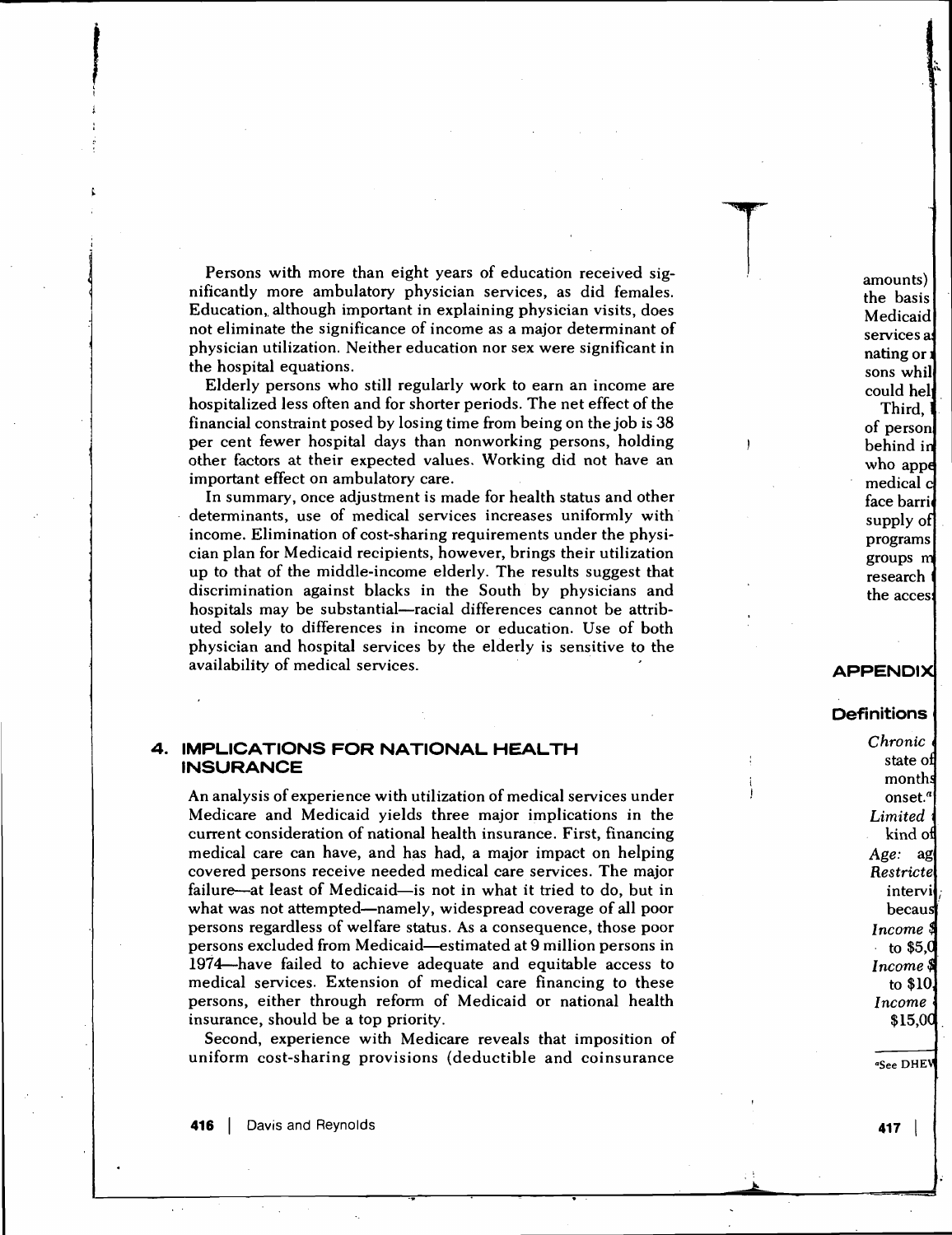Persons with more than eight years of education received significantly more ambulatory physician services, as did females. Education, although important in explaining physician visits, does not eliminate the significance of income as a major determinant of physician utilization. Neither education nor sex were significant in the hospital equations.

Elderly persons who still regularly work to earn an income are hospitalized less often and for shorter periods. The net effect of the financial constraint posed by losing time from being on the job is 38 per cent fewer hospital days than nonworking persons, holding other factors at their expected values. Working did not have an important effect on ambulatory care.

In summary, once adjustment is made for health status and other determinants, use of medical services increases uniformly with income. Elimination of cost-sharing requirements under the physician plan for Medicaid recipients, however, brings their utilization up to that of the middle-income elderly. The results suggest that discrimination against blacks in the South by physicians and hospitals may be substantial—racial differences cannot be attributed solely to differences in income or education. Use of both physician and hospital services by the elderly is sensitive to the availability of medical services.

## 4. IMPLICATIONS FOR NATIONAL HEALTH INSURANCE

An analysis of experience with utilization of medical services under Medicare and Medicaid yields three major implications in the current consideration of national health insurance. First, financing medical care can have, and has had, a major impact on helping covered persons receive needed medical care services. The major failure—at least of Medicaid—is not in what it tried to do, but in what was not attempted—namely, widespread coverage of all poor persons regardless of welfare status. As a consequence, those poor persons excluded from Medicaid—estimated at 9 million persons in 1974—have failed to achieve adequate and equitable access to medical services. Extension of medical care financing to these persons, either through reform of Medicaid or national health insurance, should be a top priority.

Second, experience with Medicare reveals that imposition of uniform cost-sharing provisions (deductible and coinsurance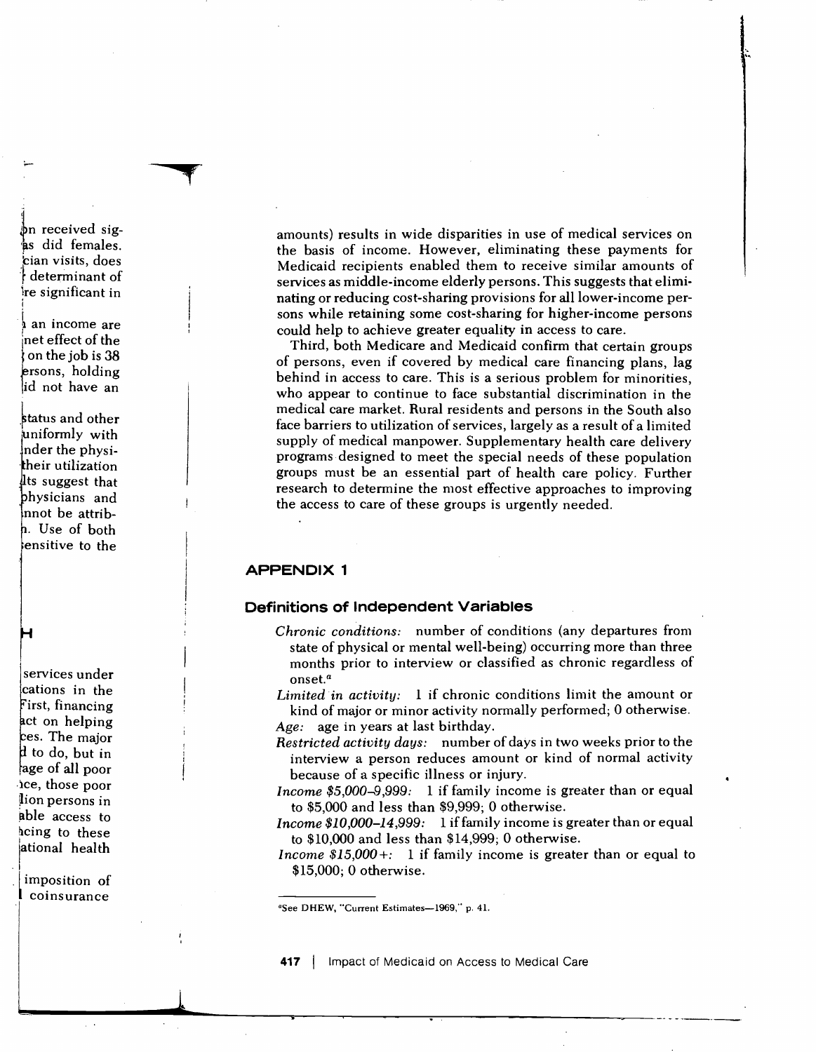amounts) results in wide disparities in use of medical services on the basis of income. However, eliminating these payments for Medicaid recipients enabled them to receive similar amounts of services as middle-income elderly persons. This suggests that eliminating or reducing cost-sharing provisions for all lower-income persons while retaining some cost-sharing for higher-income persons could help to achieve greater equality in access to care.

Third, both Medicare and Medicaid confirm that certain groups of persons, even if covered by medical care financing plans, lag behind in access to care. This is a serious problem for minorities, who appear to continue to face substantial discrimination in the medical care market. Rural residents and persons in the South also face barriers to utilization of services, largely as a result of a limited supply of medical manpower. Supplementary health care delivery programs designed to meet the special needs of these population groups must be an essential part of health care policy. Further research to determine the most effective approaches to improving the access to care of these groups is urgently needed.

## APPENDIX 1

### Definitions of Independent Variables

*Chronic conditions:* number of conditions (any departures from state of physical or mental well-being) occurring more than three months prior to interview or classified as chronic regardless of onset.[a]

*Limited in activity:* 1 if chronic conditions limit the amount or kind of major or minor activity normally performed; 0 otherwise.

*Age:* age in years at last birthday.

*Restricted activity days:* number of days in two weeks prior to the interview a person reduces amount or kind of normal activity because of a specific illness or injury.

*Income $5,000–9,999:* 1 if family income is greater than or equal to $5,000 and less than $9,999; 0 otherwise.

*Income $10,000–14,999:* 1 if family income is greater than or equal to $10,000 and less than $14,999; 0 otherwise.

*Income $15,000+:* 1 if family income is greater than or equal to $15,000; 0 otherwise.

[a]See DHEW, "Current Estimates—1969," p. 41.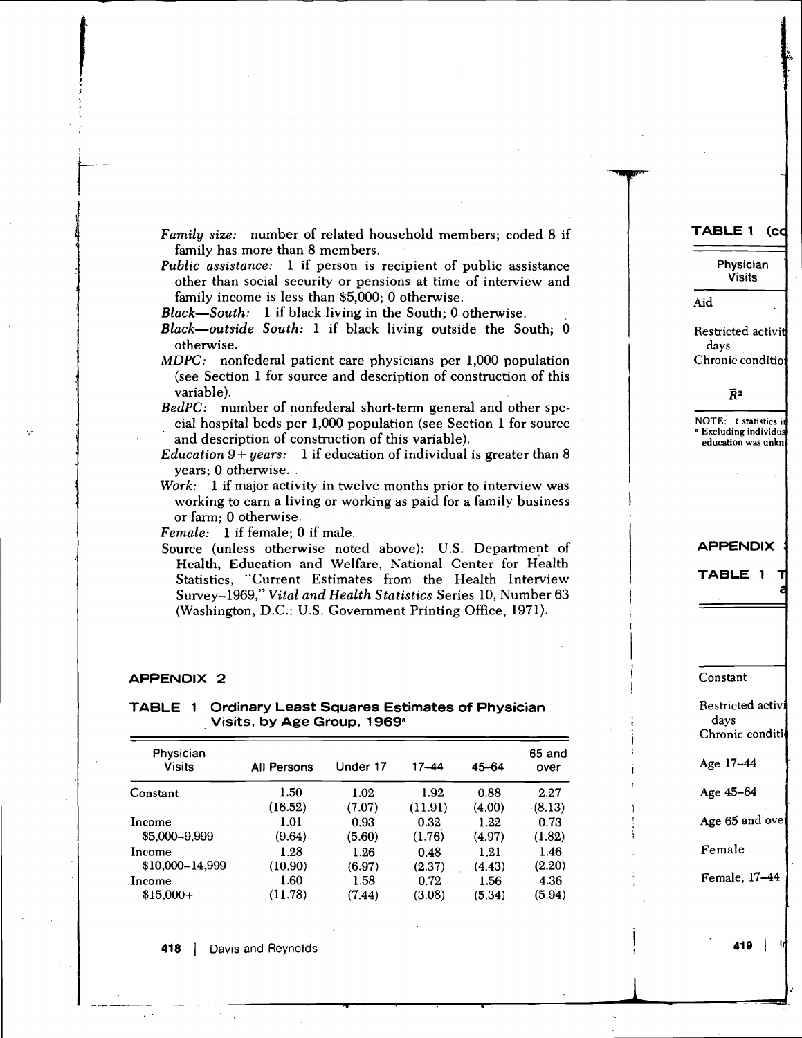*Family size:* number of related household members; coded 8 if family has more than 8 members.

*Public assistance:* 1 if person is recipient of public assistance other than social security or pensions at time of interview and family income is less than $5,000; 0 otherwise.

*Black—South:* 1 if black living in the South; 0 otherwise.

*Black—outside South:* 1 if black living outside the South; 0 otherwise.

*MDPC:* nonfederal patient care physicians per 1,000 population (see Section 1 for source and description of construction of this variable).

*BedPC:* number of nonfederal short-term general and other special hospital beds per 1,000 population (see Section 1 for source and description of construction of this variable).

*Education 9+ years:* 1 if education of individual is greater than 8 years; 0 otherwise.

*Work:* 1 if major activity in twelve months prior to interview was working to earn a living or working as paid for a family business or farm; 0 otherwise.

*Female:* 1 if female; 0 if male.

Source (unless otherwise noted above): U.S. Department of Health, Education and Welfare, National Center for Health Statistics, "Current Estimates from the Health Interview Survey–1969," *Vital and Health Statistics* Series 10, Number 63 (Washington, D.C.: U.S. Government Printing Office, 1971).

## APPENDIX 2

**TABLE 1 Ordinary Least Squares Estimates of Physician Visits, by Age Group, 1969**[a]

| Physician Visits | All Persons | Under 17 | 17–44 | 45–64 | 65 and over |
|---|---|---|---|---|---|
| Constant | 1.50 | 1.02 | 1.92 | 0.88 | 2.27 |
| | (16.52) | (7.07) | (11.91) | (4.00) | (8.13) |
| Income | 1.01 | 0.93 | 0.32 | 1.22 | 0.73 |
| $5,000–9,999 | (9.64) | (5.60) | (1.76) | (4.97) | (1.82) |
| Income | 1.28 | 1.26 | 0.48 | 1.21 | 1.46 |
| $10,000–14,999 | (10.90) | (6.97) | (2.37) | (4.43) | (2.20) |
| Income | 1.60 | 1.58 | 0.72 | 1.56 | 4.36 |
| $15,000+ | (11.78) | (7.44) | (3.08) | (5.34) | (5.94) |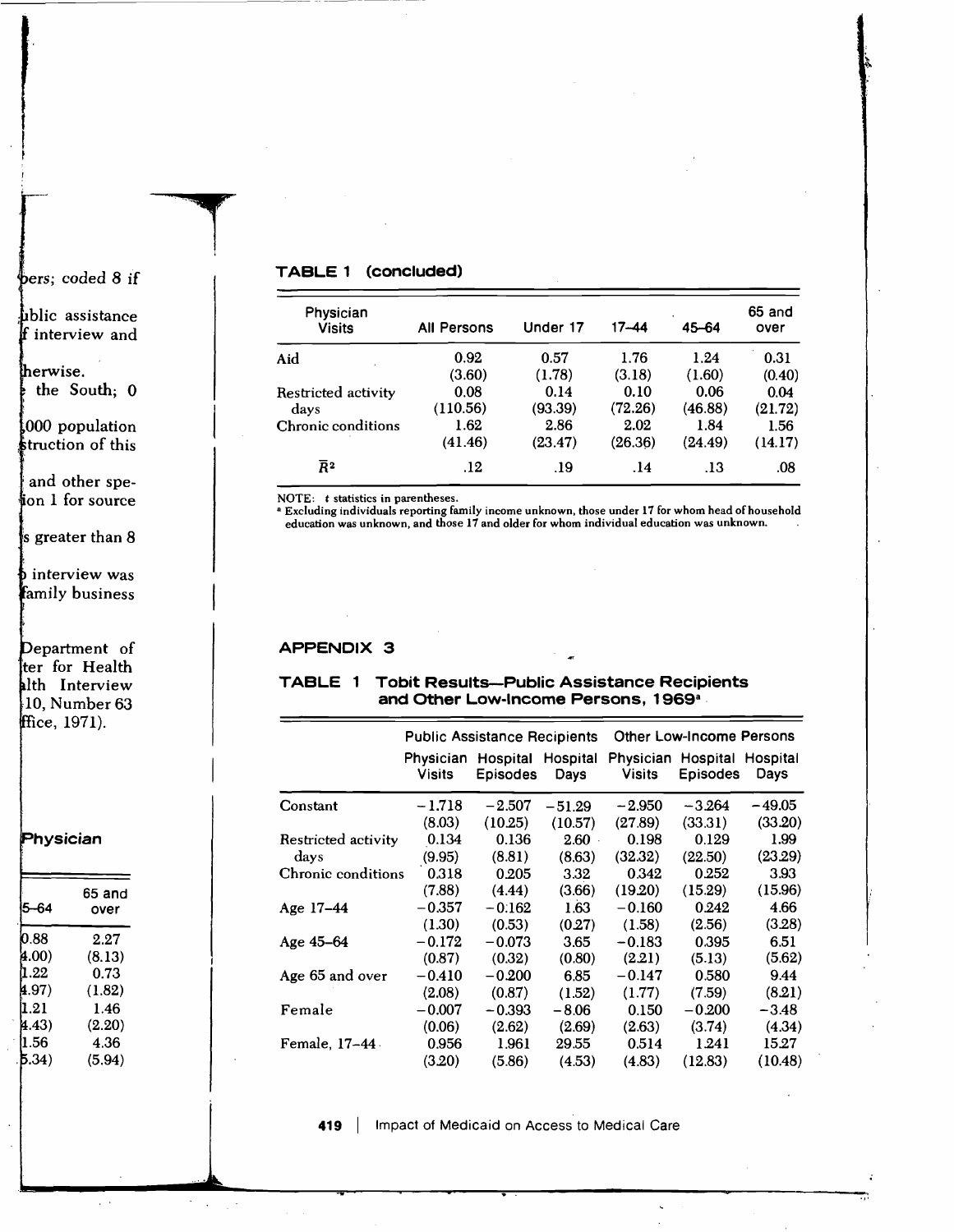**TABLE 1 (concluded)**

| Physician Visits | All Persons | Under 17 | 17–44 | 45–64 | 65 and over |
|---|---|---|---|---|---|
| Aid | 0.92 | 0.57 | 1.76 | 1.24 | 0.31 |
| | (3.60) | (1.78) | (3.18) | (1.60) | (0.40) |
| Restricted activity days | 0.08 | 0.14 | 0.10 | 0.06 | 0.04 |
| | (110.56) | (93.39) | (72.26) | (46.88) | (21.72) |
| Chronic conditions | 1.62 | 2.86 | 2.02 | 1.84 | 1.56 |
| | (41.46) | (23.47) | (26.36) | (24.49) | (14.17) |
| $\bar{R}^2$ | .12 | .19 | .14 | .13 | .08 |

NOTE: *t* statistics in parentheses.

[a] Excluding individuals reporting family income unknown, those under 17 for whom head of household education was unknown, and those 17 and older for whom individual education was unknown.

## APPENDIX 3

### TABLE 1 Tobit Results—Public Assistance Recipients and Other Low-Income Persons, 1969[a]

| | Public Assistance Recipients | | | Other Low-Income Persons | | |
|---|---|---|---|---|---|---|
| | Physician Visits | Hospital Episodes | Hospital Days | Physician Visits | Hospital Episodes | Hospital Days |
| Constant | −1.718 | −2.507 | −51.29 | −2.950 | −3.264 | −49.05 |
| | (8.03) | (10.25) | (10.57) | (27.89) | (33.31) | (33.20) |
| Restricted activity days | 0.134 | 0.136 | 2.60 | 0.198 | 0.129 | 1.99 |
| | (9.95) | (8.81) | (8.63) | (32.32) | (22.50) | (23.29) |
| Chronic conditions | 0.318 | 0.205 | 3.32 | 0.342 | 0.252 | 3.93 |
| | (7.88) | (4.44) | (3.66) | (19.20) | (15.29) | (15.96) |
| Age 17–44 | −0.357 | −0.162 | 1.63 | −0.160 | 0.242 | 4.66 |
| | (1.30) | (0.53) | (0.27) | (1.58) | (2.56) | (3.28) |
| Age 45–64 | −0.172 | −0.073 | 3.65 | −0.183 | 0.395 | 6.51 |
| | (0.87) | (0.32) | (0.80) | (2.21) | (5.13) | (5.62) |
| Age 65 and over | −0.410 | −0.200 | 6.85 | −0.147 | 0.580 | 9.44 |
| | (2.08) | (0.87) | (1.52) | (1.77) | (7.59) | (8.21) |
| Female | −0.007 | −0.393 | −8.06 | 0.150 | −0.200 | −3.48 |
| | (0.06) | (2.62) | (2.69) | (2.63) | (3.74) | (4.34) |
| Female, 17–44 | 0.956 | 1.961 | 29.55 | 0.514 | 1.241 | 15.27 |
| | (3.20) | (5.86) | (4.53) | (4.83) | (12.83) | (10.48) |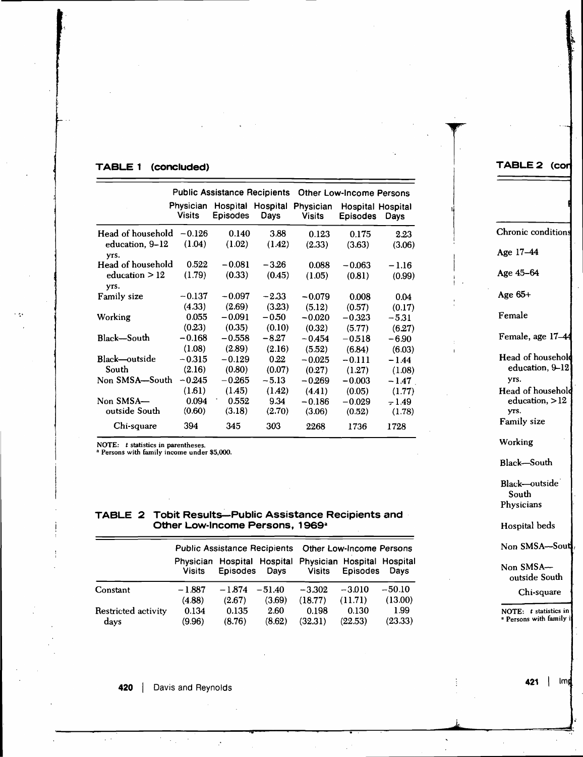**TABLE 1 (concluded)**

| | Public Assistance Recipients | | | Other Low-Income Persons | | |
|---|---|---|---|---|---|---|
| | Physician Visits | Hospital Episodes | Hospital Days | Physician Visits | Hospital Episodes | Hospital Days |
| Head of household education, 9–12 yrs. | −0.126 | 0.140 | 3.88 | 0.123 | 0.175 | 2.23 |
| | (1.04) | (1.02) | (1.42) | (2.33) | (3.63) | (3.06) |
| Head of household education > 12 yrs. | 0.522 | −0.081 | −3.26 | 0.088 | −0.063 | −1.16 |
| | (1.79) | (0.33) | (0.45) | (1.05) | (0.81) | (0.99) |
| Family size | −0.137 | −0.097 | −2.33 | −0.079 | 0.008 | 0.04 |
| | (4.33) | (2.69) | (3.23) | (5.12) | (0.57) | (0.17) |
| Working | 0.055 | −0.091 | −0.50 | −0.020 | −0.323 | −5.31 |
| | (0.23) | (0.35) | (0.10) | (0.32) | (5.77) | (6.27) |
| Black—South | −0.168 | −0.558 | −8.27 | −0.454 | −0.518 | −6.90 |
| | (1.08) | (2.89) | (2.16) | (5.52) | (6.84) | (6.03) |
| Black—outside South | −0.315 | −0.129 | 0.22 | −0.025 | −0.111 | −1.44 |
| | (2.16) | (0.80) | (0.07) | (0.27) | (1.27) | (1.08) |
| Non SMSA—South | −0.245 | −0.265 | −5.13 | −0.269 | −0.003 | −1.47 |
| | (1.61) | (1.45) | (1.42) | (4.41) | (0.05) | (1.77) |
| Non SMSA—outside South | 0.094 | 0.552 | 9.34 | −0.186 | −0.029 | −1.49 |
| | (0.60) | (3.18) | (2.70) | (3.06) | (0.52) | (1.78) |
| Chi-square | 394 | 345 | 303 | 2268 | 1736 | 1728 |

NOTE: *t* statistics in parentheses.
[a] Persons with family income under $5,000.

**TABLE 2 Tobit Results—Public Assistance Recipients and Other Low-Income Persons, 1969**[a]

| | Public Assistance Recipients | | | Other Low-Income Persons | | |
|---|---|---|---|---|---|---|
| | Physician Visits | Hospital Episodes | Hospital Days | Physician Visits | Hospital Episodes | Hospital Days |
| Constant | −1.887 | −1.874 | −51.40 | −3.302 | −3.010 | −50.10 |
| | (4.88) | (2.67) | (3.69) | (18.77) | (11.71) | (13.00) |
| Restricted activity days | 0.134 | 0.135 | 2.60 | 0.198 | 0.130 | 1.99 |
| | (9.96) | (8.76) | (8.62) | (32.31) | (22.53) | (23.33) |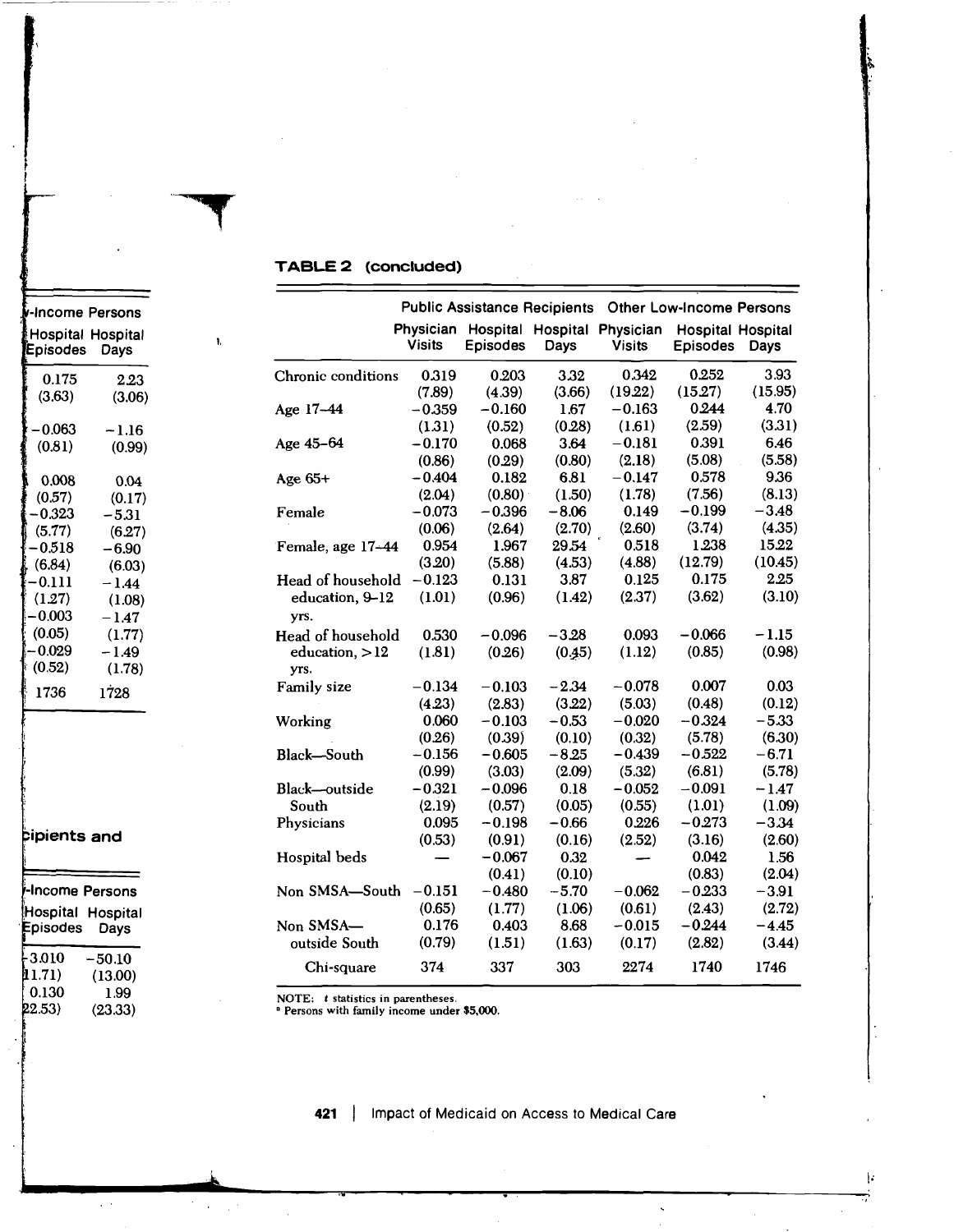**TABLE 2 (concluded)**

| | Public Assistance Recipients | | | Other Low-Income Persons | | |
|---|---|---|---|---|---|---|
| | Physician Visits | Hospital Episodes | Hospital Days | Physician Visits | Hospital Episodes | Hospital Days |
| Chronic conditions | 0.319 (7.89) | 0.203 (4.39) | 3.32 (3.66) | 0.342 (19.22) | 0.252 (15.27) | 3.93 (15.95) |
| Age 17–44 | −0.359 (1.31) | −0.160 (0.52) | 1.67 (0.28) | −0.163 (1.61) | 0.244 (2.59) | 4.70 (3.31) |
| Age 45–64 | −0.170 (0.86) | 0.068 (0.29) | 3.64 (0.80) | −0.181 (2.18) | 0.391 (5.08) | 6.46 (5.58) |
| Age 65+ | −0.404 (2.04) | 0.182 (0.80) | 6.81 (1.50) | −0.147 (1.78) | 0.578 (7.56) | 9.36 (8.13) |
| Female | −0.073 (0.06) | −0.396 (2.64) | −8.06 (2.70) | 0.149 (2.60) | −0.199 (3.74) | −3.48 (4.35) |
| Female, age 17–44 | 0.954 (3.20) | 1.967 (5.88) | 29.54 (4.53) | 0.518 (4.88) | 1.238 (12.79) | 15.22 (10.45) |
| Head of household education, 9–12 yrs. | −0.123 (1.01) | 0.131 (0.96) | 3.87 (1.42) | 0.125 (2.37) | 0.175 (3.62) | 2.25 (3.10) |
| Head of household education, >12 yrs. | 0.530 (1.81) | −0.096 (0.26) | −3.28 (0.45) | 0.093 (1.12) | −0.066 (0.85) | −1.15 (0.98) |
| Family size | −0.134 (4.23) | −0.103 (2.83) | −2.34 (3.22) | −0.078 (5.03) | 0.007 (0.48) | 0.03 (0.12) |
| Working | 0.060 (0.26) | −0.103 (0.39) | −0.53 (0.10) | −0.020 (0.32) | −0.324 (5.78) | −5.33 (6.30) |
| Black—South | −0.156 (0.99) | −0.605 (3.03) | −8.25 (2.09) | −0.439 (5.32) | −0.522 (6.81) | −6.71 (5.78) |
| Black—outside South | −0.321 (2.19) | −0.096 (0.57) | 0.18 (0.05) | −0.052 (0.55) | −0.091 (1.01) | −1.47 (1.09) |
| Physicians | 0.095 (0.53) | −0.198 (0.91) | −0.66 (0.16) | 0.226 (2.52) | −0.273 (3.16) | −3.34 (2.60) |
| Hospital beds | — | −0.067 (0.41) | 0.32 (0.10) | — | 0.042 (0.83) | 1.56 (2.04) |
| Non SMSA—South | −0.151 (0.65) | −0.480 (1.77) | −5.70 (1.06) | −0.062 (0.61) | −0.233 (2.43) | −3.91 (2.72) |
| Non SMSA—outside South | 0.176 (0.79) | 0.403 (1.51) | 8.68 (1.63) | −0.015 (0.17) | −0.244 (2.82) | −4.45 (3.44) |
| Chi-square | 374 | 337 | 303 | 2274 | 1740 | 1746 |

NOTE: *t* statistics in parentheses.
[a] Persons with family income under $5,000.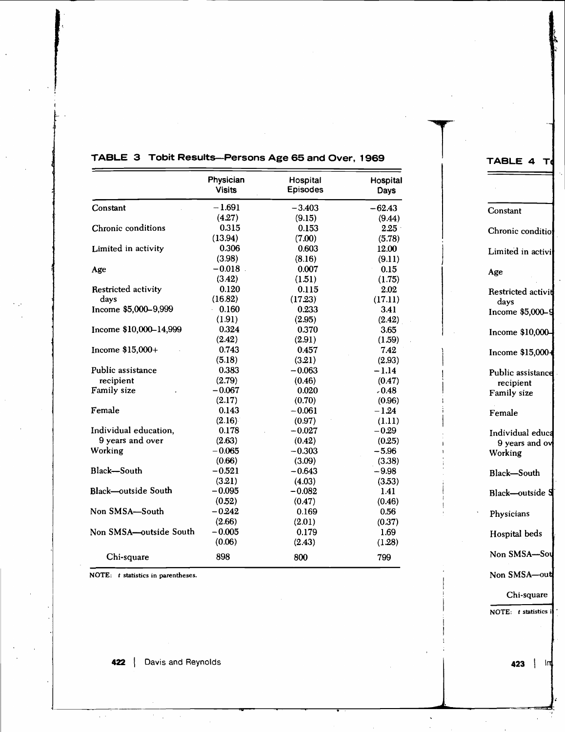**TABLE 3 Tobit Results—Persons Age 65 and Over, 1969**

| | Physician Visits | Hospital Episodes | Hospital Days |
|---|---|---|---|
| Constant | −1.691 | −3.403 | −62.43 |
| | (4.27) | (9.15) | (9.44) |
| Chronic conditions | 0.315 | 0.153 | 2.25 |
| | (13.94) | (7.00) | (5.78) |
| Limited in activity | 0.306 | 0.603 | 12.00 |
| | (3.98) | (8.16) | (9.11) |
| Age | −0.018 | 0.007 | 0.15 |
| | (3.42) | (1.51) | (1.75) |
| Restricted activity days | 0.120 | 0.115 | 2.02 |
| | (16.82) | (17.23) | (17.11) |
| Income $5,000–9,999 | 0.160 | 0.233 | 3.41 |
| | (1.91) | (2.95) | (2.42) |
| Income $10,000–14,999 | 0.324 | 0.370 | 3.65 |
| | (2.42) | (2.91) | (1.59) |
| Income $15,000+ | 0.743 | 0.457 | 7.42 |
| | (5.18) | (3.21) | (2.93) |
| Public assistance recipient | 0.383 | −0.063 | −1.14 |
| | (2.79) | (0.46) | (0.47) |
| Family size | −0.067 | 0.020 | 0.48 |
| | (2.17) | (0.70) | (0.96) |
| Female | 0.143 | −0.061 | −1.24 |
| | (2.16) | (0.97) | (1.11) |
| Individual education, 9 years and over | 0.178 | −0.027 | −0.29 |
| | (2.63) | (0.42) | (0.25) |
| Working | −0.065 | −0.303 | −5.96 |
| | (0.66) | (3.09) | (3.38) |
| Black—South | −0.521 | −0.643 | −9.98 |
| | (3.21) | (4.03) | (3.53) |
| Black—outside South | −0.095 | −0.082 | 1.41 |
| | (0.52) | (0.47) | (0.46) |
| Non SMSA—South | −0.242 | 0.169 | 0.56 |
| | (2.66) | (2.01) | (0.37) |
| Non SMSA—outside South | −0.005 | 0.179 | 1.69 |
| | (0.06) | (2.43) | (1.28) |
| Chi-square | 898 | 800 | 799 |

NOTE: *t* statistics in parentheses.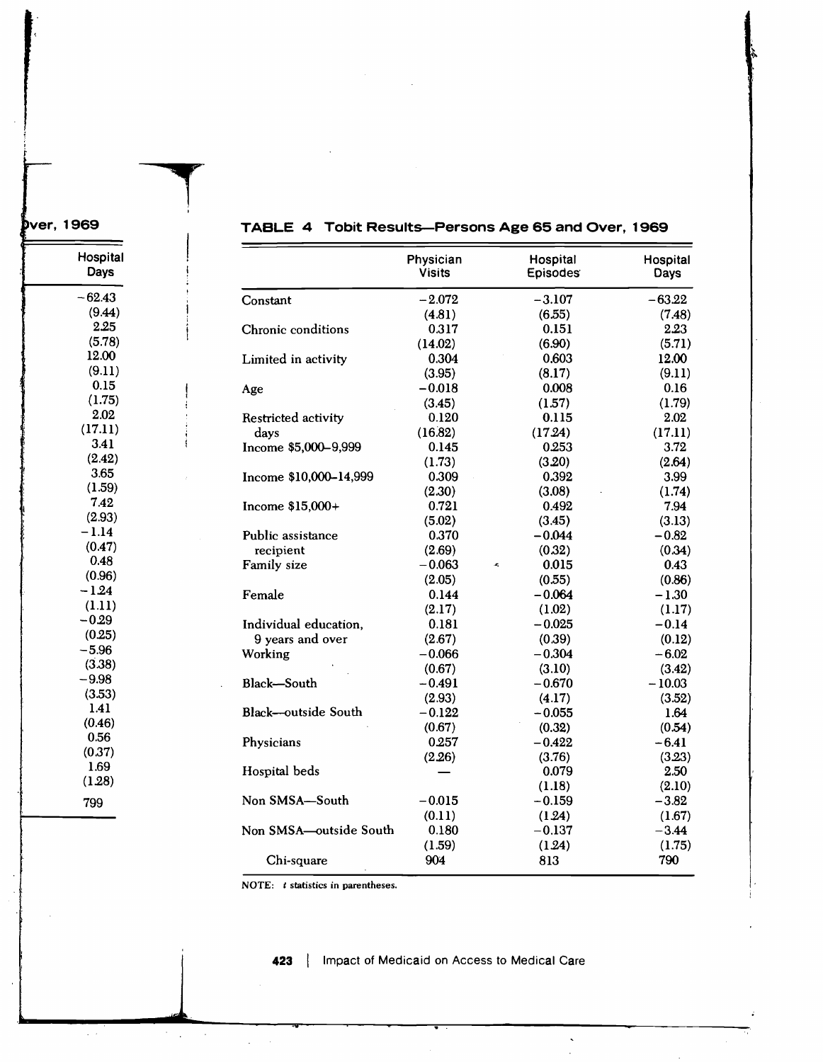**TABLE 4 Tobit Results—Persons Age 65 and Over, 1969**

| | Physician Visits | Hospital Episodes | Hospital Days |
|---|---|---|---|
| Constant | −2.072 | −3.107 | −63.22 |
| | (4.81) | (6.55) | (7.48) |
| Chronic conditions | 0.317 | 0.151 | 2.23 |
| | (14.02) | (6.90) | (5.71) |
| Limited in activity | 0.304 | 0.603 | 12.00 |
| | (3.95) | (8.17) | (9.11) |
| Age | −0.018 | 0.008 | 0.16 |
| | (3.45) | (1.57) | (1.79) |
| Restricted activity days | 0.120 | 0.115 | 2.02 |
| | (16.82) | (17.24) | (17.11) |
| Income $5,000–9,999 | 0.145 | 0.253 | 3.72 |
| | (1.73) | (3.20) | (2.64) |
| Income $10,000–14,999 | 0.309 | 0.392 | 3.99 |
| | (2.30) | (3.08) | (1.74) |
| Income $15,000+ | 0.721 | 0.492 | 7.94 |
| | (5.02) | (3.45) | (3.13) |
| Public assistance recipient | 0.370 | −0.044 | −0.82 |
| | (2.69) | (0.32) | (0.34) |
| Family size | −0.063 | 0.015 | 0.43 |
| | (2.05) | (0.55) | (0.86) |
| Female | 0.144 | −0.064 | −1.30 |
| | (2.17) | (1.02) | (1.17) |
| Individual education, 9 years and over | 0.181 | −0.025 | −0.14 |
| | (2.67) | (0.39) | (0.12) |
| Working | −0.066 | −0.304 | −6.02 |
| | (0.67) | (3.10) | (3.42) |
| Black—South | −0.491 | −0.670 | −10.03 |
| | (2.93) | (4.17) | (3.52) |
| Black—outside South | −0.122 | −0.055 | 1.64 |
| | (0.67) | (0.32) | (0.54) |
| Physicians | 0.257 | −0.422 | −6.41 |
| | (2.26) | (3.76) | (3.23) |
| Hospital beds | — | 0.079 | 2.50 |
| | | (1.18) | (2.10) |
| Non SMSA—South | −0.015 | −0.159 | −3.82 |
| | (0.11) | (1.24) | (1.67) |
| Non SMSA—outside South | 0.180 | −0.137 | −3.44 |
| | (1.59) | (1.24) | (1.75) |
| Chi-square | 904 | 813 | 790 |

NOTE: *t* statistics in parentheses.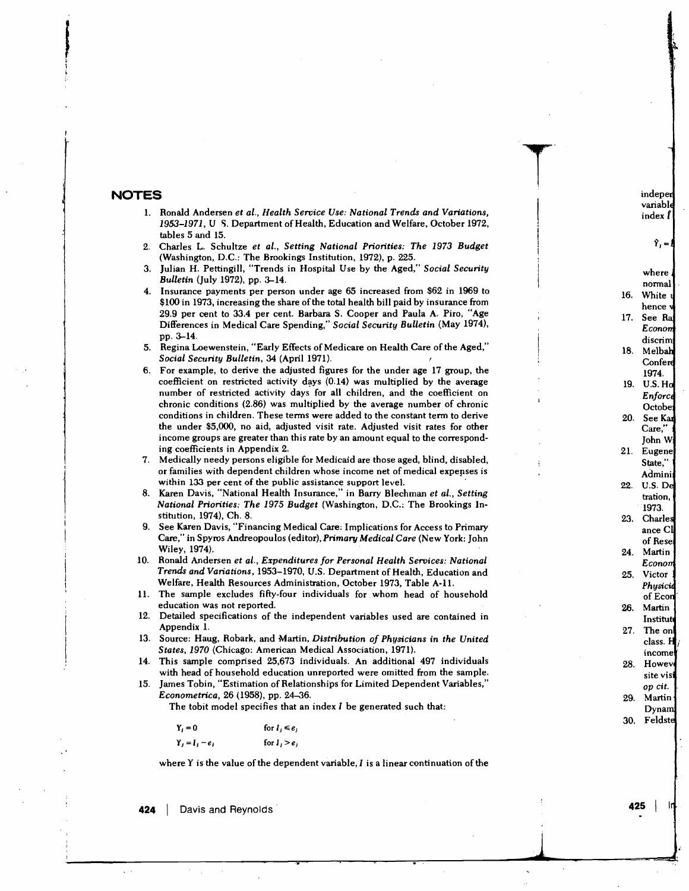# NOTES

1. Ronald Andersen *et al.*, *Health Service Use: National Trends and Variations, 1953–1971*, U S. Department of Health, Education and Welfare, October 1972, tables 5 and 15.
2. Charles L. Schultze *et al.*, *Setting National Priorities: The 1973 Budget* (Washington, D.C.: The Brookings Institution, 1972), p. 225.
3. Julian H. Pettingill, "Trends in Hospital Use by the Aged," *Social Security Bulletin* (July 1972), pp. 3–14.
4. Insurance payments per person under age 65 increased from $62 in 1969 to $100 in 1973, increasing the share of the total health bill paid by insurance from 29.9 per cent to 33.4 per cent. Barbara S. Cooper and Paula A. Piro, "Age Differences in Medical Care Spending," *Social Security Bulletin* (May 1974), pp. 3–14.
5. Regina Loewenstein, "Early Effects of Medicare on Health Care of the Aged," *Social Security Bulletin*, 34 (April 1971).
6. For example, to derive the adjusted figures for the under age 17 group, the coefficient on restricted activity days (0.14) was multiplied by the average number of restricted activity days for all children, and the coefficient on chronic conditions (2.86) was multiplied by the average number of chronic conditions in children. These terms were added to the constant term to derive the under $5,000, no aid, adjusted visit rate. Adjusted visit rates for other income groups are greater than this rate by an amount equal to the corresponding coefficients in Appendix 2.
7. Medically needy persons eligible for Medicaid are those aged, blind, disabled, or families with dependent children whose income net of medical expenses is within 133 per cent of the public assistance support level.
8. Karen Davis, "National Health Insurance," in Barry Blechman *et al.*, *Setting National Priorities: The 1975 Budget* (Washington, D.C.: The Brookings Institution, 1974), Ch. 8.
9. See Karen Davis, "Financing Medical Care: Implications for Access to Primary Care," in Spyros Andreopoulos (editor), *Primary Medical Care* (New York: John Wiley, 1974).
10. Ronald Andersen *et al.*, *Expenditures for Personal Health Services: National Trends and Variations*, 1953–1970, U.S. Department of Health, Education and Welfare, Health Resources Administration, October 1973, Table A-11.
11. The sample excludes fifty-four individuals for whom head of household education was not reported.
12. Detailed specifications of the independent variables used are contained in Appendix 1.
13. Source: Haug, Robark, and Martin, *Distribution of Physicians in the United States, 1970* (Chicago: American Medical Association, 1971).
14. This sample comprised 25,673 individuals. An additional 497 individuals with head of household education unreported were omitted from the sample.
15. James Tobin, "Estimation of Relationships for Limited Dependent Variables," *Econometrica*, 26 (1958), pp. 24–36.

    The tobit model specifies that an index $I$ be generated such that:

    $$Y_j = 0 \qquad \text{for } I_j \leq e_j$$
    $$Y_j = I_j - e_j \qquad \text{for } I_j > e_j$$

    where Y is the value of the dependent variable, $I$ is a linear continuation of the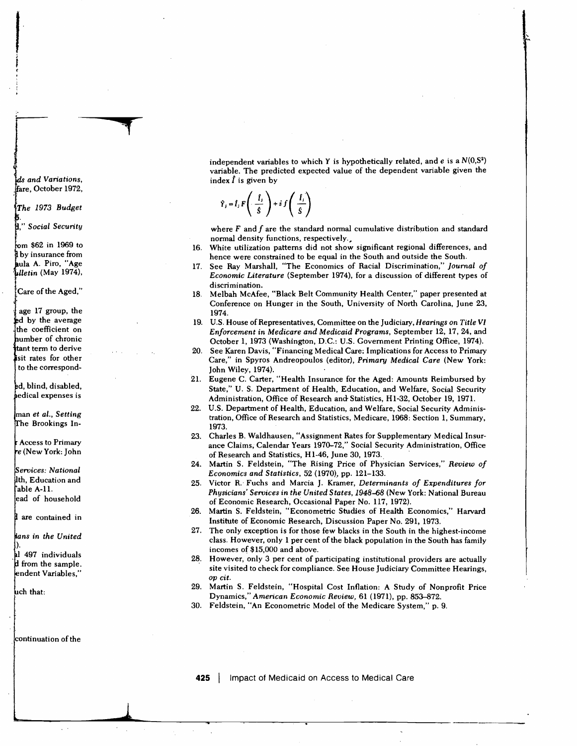independent variables to which Y is hypothetically related, and $e$ is a $N(0,S^2)$ variable. The predicted expected value of the dependent variable given the index $\hat{I}$ is given by

$$\hat{Y}_i = \hat{I}_i F\left(\frac{\hat{I}_i}{\hat{S}}\right) + \hat{s} f\left(\frac{\hat{I}_i}{\hat{S}}\right)$$

where $F$ and $f$ are the standard normal cumulative distribution and standard normal density functions, respectively.

16. White utilization patterns did not show significant regional differences, and hence were constrained to be equal in the South and outside the South.
17. See Ray Marshall, "The Economics of Racial Discrimination," *Journal of Economic Literature* (September 1974), for a discussion of different types of discrimination.
18. Melbah McAfee, "Black Belt Community Health Center," paper presented at Conference on Hunger in the South, University of North Carolina, June 23, 1974.
19. U.S. House of Representatives, Committee on the Judiciary, *Hearings on Title VI Enforcement in Medicare and Medicaid Programs*, September 12, 17, 24, and October 1, 1973 (Washington, D.C.: U.S. Government Printing Office, 1974).
20. See Karen Davis, "Financing Medical Care: Implications for Access to Primary Care," in Spyros Andreopoulos (editor), *Primary Medical Care* (New York: John Wiley, 1974).
21. Eugene C. Carter, "Health Insurance for the Aged: Amounts Reimbursed by State," U. S. Department of Health, Education, and Welfare, Social Security Administration, Office of Research and Statistics, H1-32, October 19, 1971.
22. U.S. Department of Health, Education, and Welfare, Social Security Administration, Office of Research and Statistics, Medicare, 1968: Section 1, Summary, 1973.
23. Charles B. Waldhausen, "Assignment Rates for Supplementary Medical Insurance Claims, Calendar Years 1970–72," Social Security Administration, Office of Research and Statistics, H1-46, June 30, 1973.
24. Martin S. Feldstein, "The Rising Price of Physician Services," *Review of Economics and Statistics*, 52 (1970), pp. 121–133.
25. Victor R. Fuchs and Marcia J. Kramer, *Determinants of Expenditures for Physicians' Services in the United States, 1948–68* (New York: National Bureau of Economic Research, Occasional Paper No. 117, 1972).
26. Martin S. Feldstein, "Econometric Studies of Health Economics," Harvard Institute of Economic Research, Discussion Paper No. 291, 1973.
27. The only exception is for those few blacks in the South in the highest-income class. However, only 1 per cent of the black population in the South has family incomes of $15,000 and above.
28. However, only 3 per cent of participating institutional providers are actually site visited to check for compliance. See House Judiciary Committee Hearings, *op cit.*
29. Martin S. Feldstein, "Hospital Cost Inflation: A Study of Nonprofit Price Dynamics," *American Economic Review*, 61 (1971), pp. 853–872.
30. Feldstein, "An Econometric Model of the Medicare System," p. 9.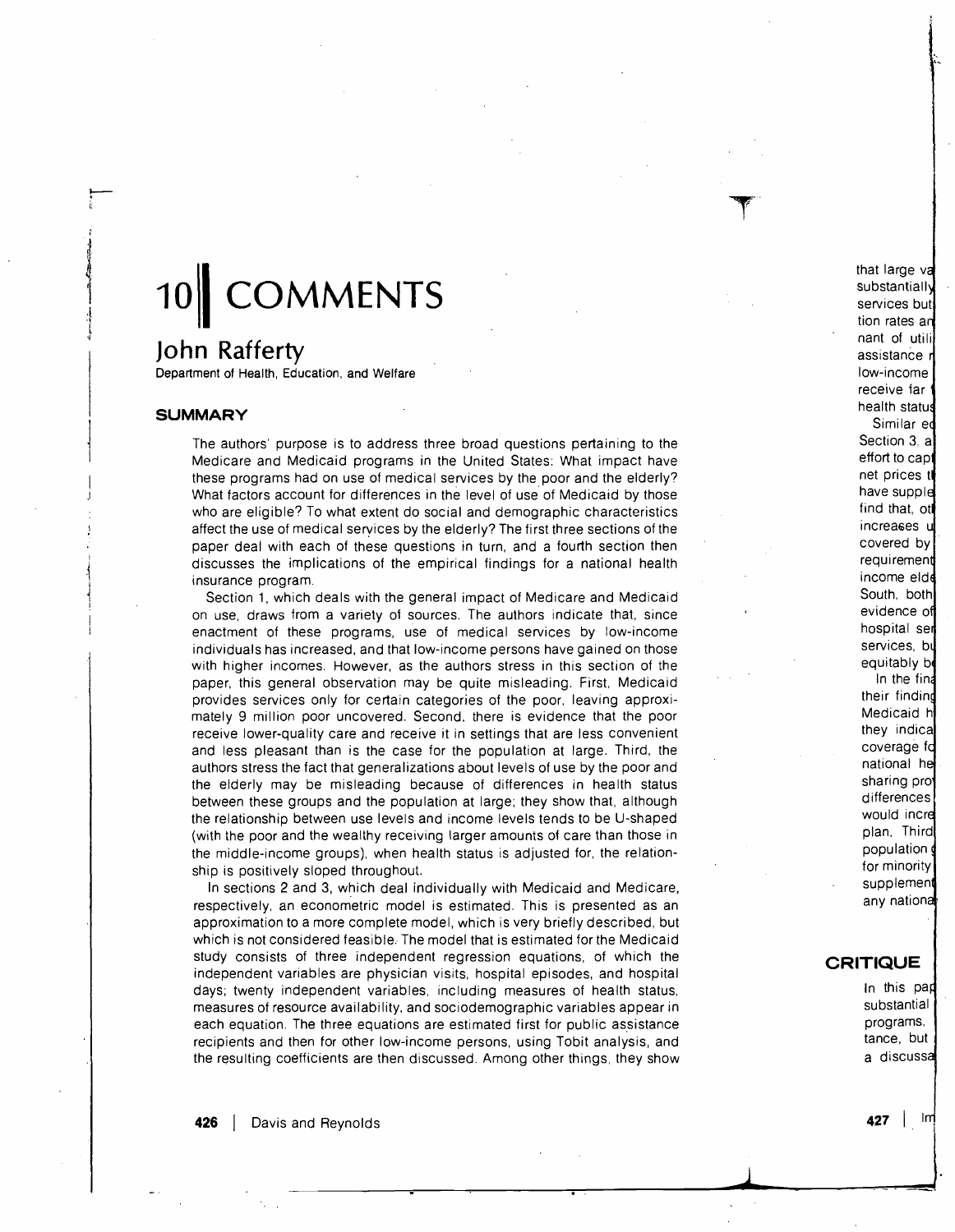# 10 COMMENTS

## John Rafferty

Department of Health, Education, and Welfare

### SUMMARY

The authors' purpose is to address three broad questions pertaining to the Medicare and Medicaid programs in the United States: What impact have these programs had on use of medical services by the poor and the elderly? What factors account for differences in the level of use of Medicaid by those who are eligible? To what extent do social and demographic characteristics affect the use of medical services by the elderly? The first three sections of the paper deal with each of these questions in turn, and a fourth section then discusses the implications of the empirical findings for a national health insurance program.

Section 1, which deals with the general impact of Medicare and Medicaid on use, draws from a variety of sources. The authors indicate that, since enactment of these programs, use of medical services by low-income individuals has increased, and that low-income persons have gained on those with higher incomes. However, as the authors stress in this section of the paper, this general observation may be quite misleading. First, Medicaid provides services only for certain categories of the poor, leaving approximately 9 million poor uncovered. Second, there is evidence that the poor receive lower-quality care and receive it in settings that are less convenient and less pleasant than is the case for the population at large. Third, the authors stress the fact that generalizations about levels of use by the poor and the elderly may be misleading because of differences in health status between these groups and the population at large; they show that, although the relationship between use levels and income levels tends to be U-shaped (with the poor and the wealthy receiving larger amounts of care than those in the middle-income groups), when health status is adjusted for, the relationship is positively sloped throughout.

In sections 2 and 3, which deal individually with Medicaid and Medicare, respectively, an econometric model is estimated. This is presented as an approximation to a more complete model, which is very briefly described, but which is not considered feasible. The model that is estimated for the Medicaid study consists of three independent regression equations, of which the independent variables are physician visits, hospital episodes, and hospital days; twenty independent variables, including measures of health status, measures of resource availability, and sociodemographic variables appear in each equation. The three equations are estimated first for public assistance recipients and then for other low-income persons, using Tobit analysis, and the resulting coefficients are then discussed. Among other things, they show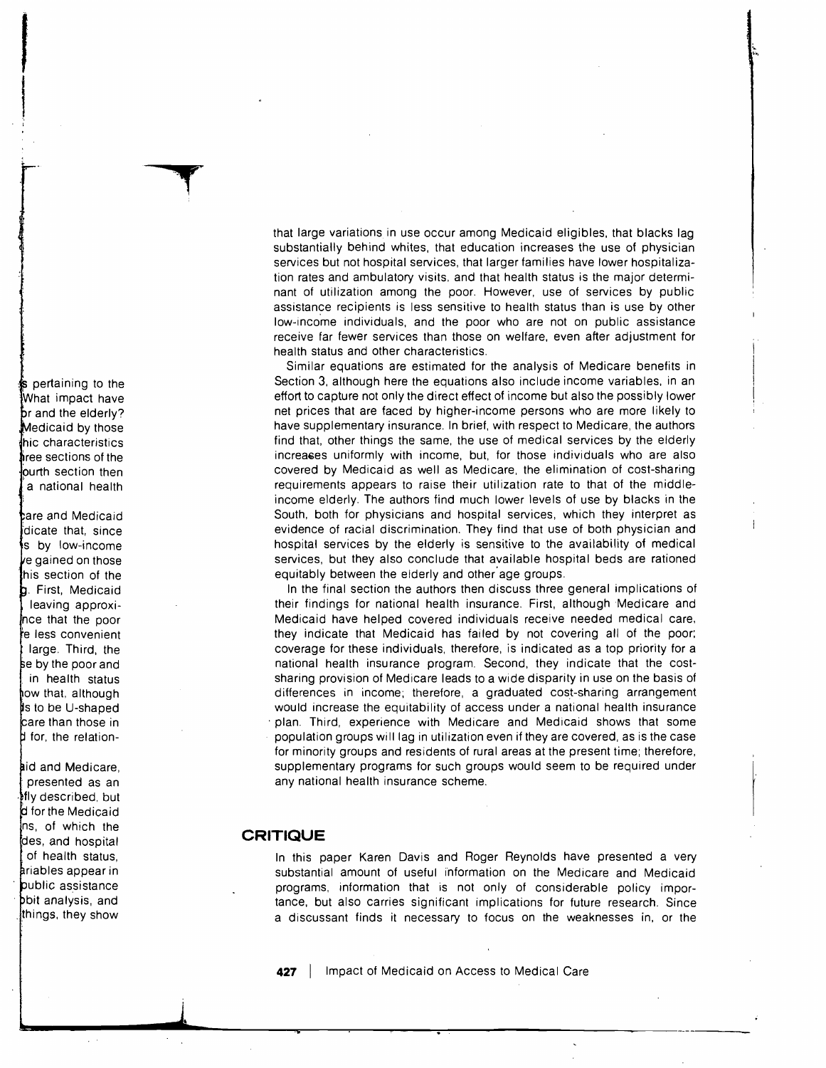that large variations in use occur among Medicaid eligibles, that blacks lag substantially behind whites, that education increases the use of physician services but not hospital services, that larger families have lower hospitalization rates and ambulatory visits, and that health status is the major determinant of utilization among the poor. However, use of services by public assistance recipients is less sensitive to health status than is use by other low-income individuals, and the poor who are not on public assistance receive far fewer services than those on welfare, even after adjustment for health status and other characteristics.

Similar equations are estimated for the analysis of Medicare benefits in Section 3, although here the equations also include income variables, in an effort to capture not only the direct effect of income but also the possibly lower net prices that are faced by higher-income persons who are more likely to have supplementary insurance. In brief, with respect to Medicare, the authors find that, other things the same, the use of medical services by the elderly increases uniformly with income, but, for those individuals who are also covered by Medicaid as well as Medicare, the elimination of cost-sharing requirements appears to raise their utilization rate to that of the middle-income elderly. The authors find much lower levels of use by blacks in the South, both for physicians and hospital services, which they interpret as evidence of racial discrimination. They find that use of both physician and hospital services by the elderly is sensitive to the availability of medical services, but they also conclude that available hospital beds are rationed equitably between the elderly and other age groups.

In the final section the authors then discuss three general implications of their findings for national health insurance. First, although Medicare and Medicaid have helped covered individuals receive needed medical care, they indicate that Medicaid has failed by not covering all of the poor; coverage for these individuals, therefore, is indicated as a top priority for a national health insurance program. Second, they indicate that the cost-sharing provision of Medicare leads to a wide disparity in use on the basis of differences in income; therefore, a graduated cost-sharing arrangement would increase the equitability of access under a national health insurance plan. Third, experience with Medicare and Medicaid shows that some population groups will lag in utilization even if they are covered, as is the case for minority groups and residents of rural areas at the present time; therefore, supplementary programs for such groups would seem to be required under any national health insurance scheme.

## CRITIQUE

In this paper Karen Davis and Roger Reynolds have presented a very substantial amount of useful information on the Medicare and Medicaid programs, information that is not only of considerable policy importance, but also carries significant implications for future research. Since a discussant finds it necessary to focus on the weaknesses in, or the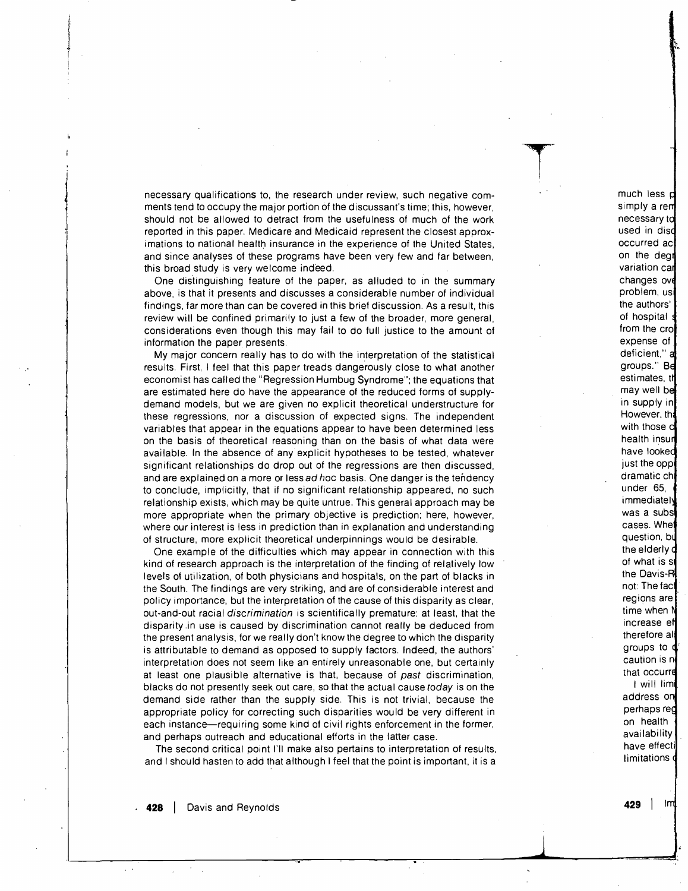necessary qualifications to, the research under review, such negative comments tend to occupy the major portion of the discussant's time; this, however, should not be allowed to detract from the usefulness of much of the work reported in this paper. Medicare and Medicaid represent the closest approximations to national health insurance in the experience of the United States, and since analyses of these programs have been very few and far between, this broad study is very welcome indeed.

One distinguishing feature of the paper, as alluded to in the summary above, is that it presents and discusses a considerable number of individual findings, far more than can be covered in this brief discussion. As a result, this review will be confined primarily to just a few of the broader, more general, considerations even though this may fail to do full justice to the amount of information the paper presents.

My major concern really has to do with the interpretation of the statistical results. First, I feel that this paper treads dangerously close to what another economist has called the "Regression Humbug Syndrome"; the equations that are estimated here do have the appearance of the reduced forms of supply-demand models, but we are given no explicit theoretical understructure for these regressions, nor a discussion of expected signs. The independent variables that appear in the equations appear to have been determined less on the basis of theoretical reasoning than on the basis of what data were available. In the absence of any explicit hypotheses to be tested, whatever significant relationships do drop out of the regressions are then discussed, and are explained on a more or less *ad hoc* basis. One danger is the tendency to conclude, implicitly, that if no significant relationship appeared, no such relationship exists, which may be quite untrue. This general approach may be more appropriate when the primary objective is prediction; here, however, where our interest is less in prediction than in explanation and understanding of structure, more explicit theoretical underpinnings would be desirable.

One example of the difficulties which may appear in connection with this kind of research approach is the interpretation of the finding of relatively low levels of utilization, of both physicians and hospitals, on the part of blacks in the South. The findings are very striking, and are of considerable interest and policy importance, but the interpretation of the cause of this disparity as clear, out-and-out racial *discrimination* is scientifically premature; at least, that the disparity in use is caused by discrimination cannot really be deduced from the present analysis, for we really don't know the degree to which the disparity is attributable to demand as opposed to supply factors. Indeed, the authors' interpretation does not seem like an entirely unreasonable one, but certainly at least one plausible alternative is that, because of *past* discrimination, blacks do not presently seek out care, so that the actual cause *today* is on the demand side rather than the supply side. This is not trivial, because the appropriate policy for correcting such disparities would be very different in each instance—requiring some kind of civil rights enforcement in the former, and perhaps outreach and educational efforts in the latter case.

The second critical point I'll make also pertains to interpretation of results, and I should hasten to add that although I feel that the point is important, it is a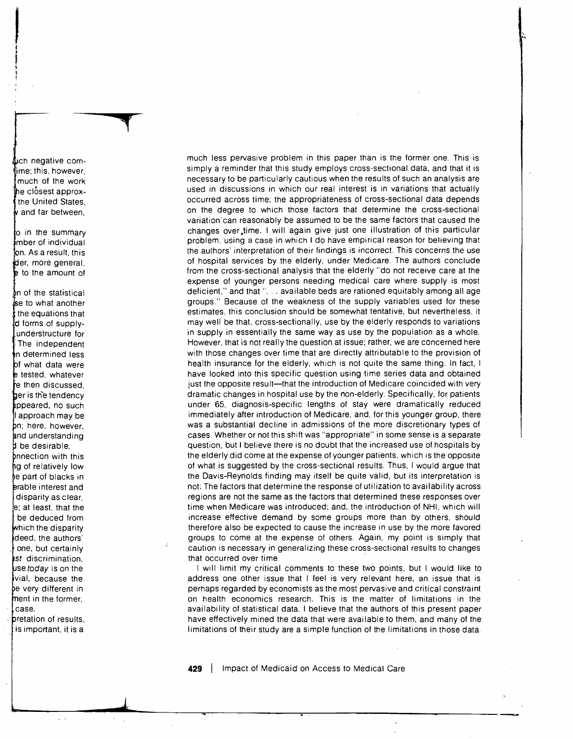much less pervasive problem in this paper than is the former one. This is simply a reminder that this study employs cross-sectional data, and that it is necessary to be particularly cautious when the results of such an analysis are used in discussions in which our real interest is in variations that actually occurred across time; the appropriateness of cross-sectional data depends on the degree to which those factors that determine the cross-sectional variation can reasonably be assumed to be the same factors that caused the changes over time. I will again give just one illustration of this particular problem, using a case in which I do have empirical reason for believing that the authors' interpretation of their findings is incorrect. This concerns the use of hospital services by the elderly, under Medicare. The authors conclude from the cross-sectional analysis that the elderly "do not receive care at the expense of younger persons needing medical care where supply is most deficient," and that ". . . available beds are rationed equitably among all age groups." Because of the weakness of the supply variables used for these estimates, this conclusion should be somewhat tentative, but nevertheless, it may well be that, cross-sectionally, use by the elderly responds to variations in supply in essentially the same way as use by the population as a whole. However, that is not really the question at issue; rather, we are concerned here with those changes over time that are directly attributable to the provision of health insurance for the elderly, which is not quite the same thing. In fact, I have looked into this specific question using time series data and obtained just the opposite result—that the introduction of Medicare coincided with very dramatic changes in hospital use by the non-elderly. Specifically, for patients under 65, diagnosis-specific lengths of stay were dramatically reduced immediately after introduction of Medicare, and, for this younger group, there was a substantial decline in admissions of the more discretionary types of cases. Whether or not this shift was "appropriate" in some sense is a separate question, but I believe there is no doubt that the increased use of hospitals by the elderly did come at the expense of younger patients, which is the opposite of what is suggested by the cross-sectional results. Thus, I would argue that the Davis-Reynolds finding may itself be quite valid, but its interpretation is not: The factors that determine the response of utilization to availability across regions are not the same as the factors that determined these responses over time when Medicare was introduced; and, the introduction of NHI, which will increase effective demand by some groups more than by others, should therefore also be expected to cause the increase in use by the more favored groups to come at the expense of others. Again, my point is simply that caution is necessary in generalizing these cross-sectional results to changes that occurred over time.

I will limit my critical comments to these two points, but I would like to address one other issue that I feel is very relevant here, an issue that is perhaps regarded by economists as the most pervasive and critical constraint on health economics research. This is the matter of limitations in the availability of statistical data. I believe that the authors of this present paper have effectively mined the data that were available to them, and many of the limitations of their study are a simple function of the limitations in those data.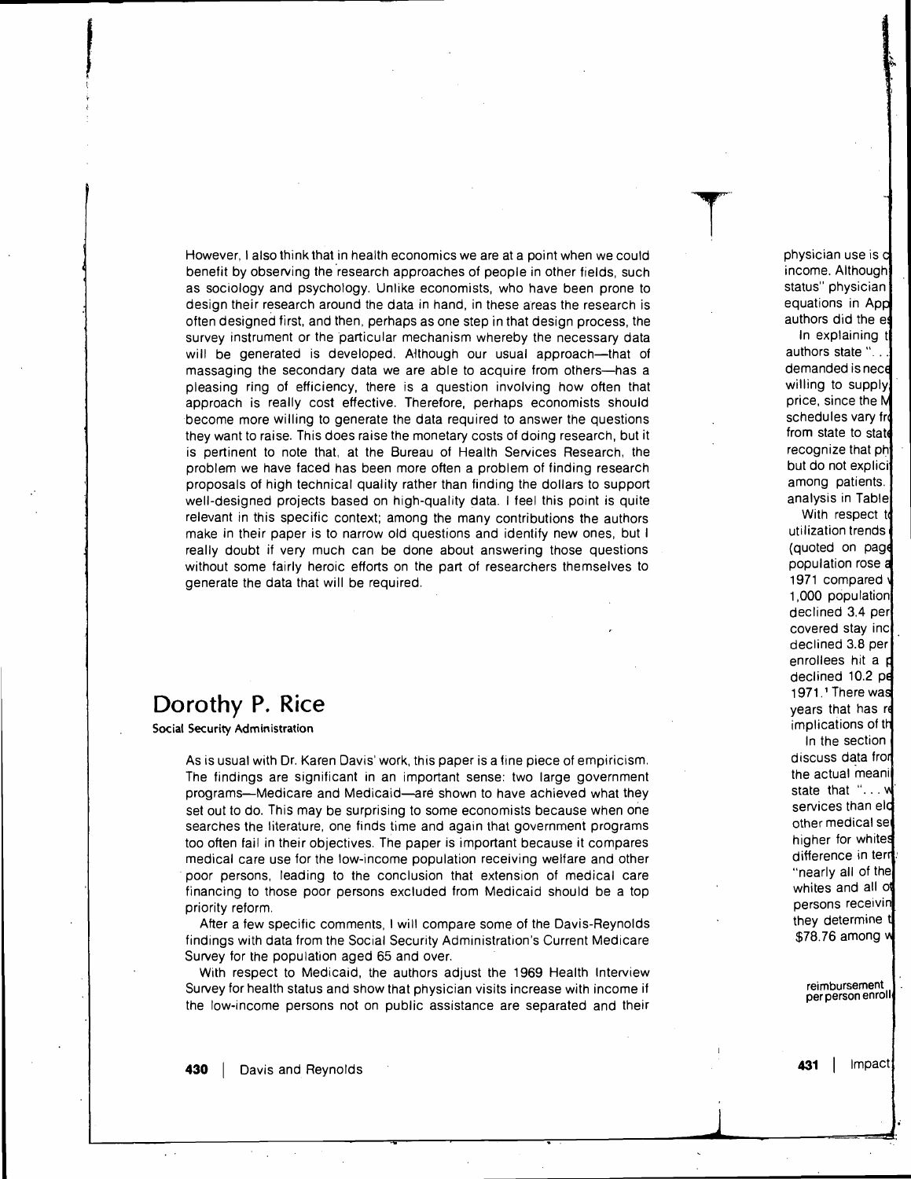However, I also think that in health economics we are at a point when we could benefit by observing the research approaches of people in other fields, such as sociology and psychology. Unlike economists, who have been prone to design their research around the data in hand, in these areas the research is often designed first, and then, perhaps as one step in that design process, the survey instrument or the particular mechanism whereby the necessary data will be generated is developed. Although our usual approach—that of massaging the secondary data we are able to acquire from others—has a pleasing ring of efficiency, there is a question involving how often that approach is really cost effective. Therefore, perhaps economists should become more willing to generate the data required to answer the questions they want to raise. This does raise the monetary costs of doing research, but it is pertinent to note that, at the Bureau of Health Services Research, the problem we have faced has been more often a problem of finding research proposals of high technical quality rather than finding the dollars to support well-designed projects based on high-quality data. I feel this point is quite relevant in this specific context; among the many contributions the authors make in their paper is to narrow old questions and identify new ones, but I really doubt if very much can be done about answering those questions without some fairly heroic efforts on the part of researchers themselves to generate the data that will be required.

## Dorothy P. Rice

**Social Security Administration**

As is usual with Dr. Karen Davis' work, this paper is a fine piece of empiricism. The findings are significant in an important sense: two large government programs—Medicare and Medicaid—are shown to have achieved what they set out to do. This may be surprising to some economists because when one searches the literature, one finds time and again that government programs too often fail in their objectives. The paper is important because it compares medical care use for the low-income population receiving welfare and other poor persons, leading to the conclusion that extension of medical care financing to those poor persons excluded from Medicaid should be a top priority reform.

After a few specific comments, I will compare some of the Davis-Reynolds findings with data from the Social Security Administration's Current Medicare Survey for the population aged 65 and over.

With respect to Medicaid, the authors adjust the 1969 Health Interview Survey for health status and show that physician visits increase with income if the low-income persons not on public assistance are separated and their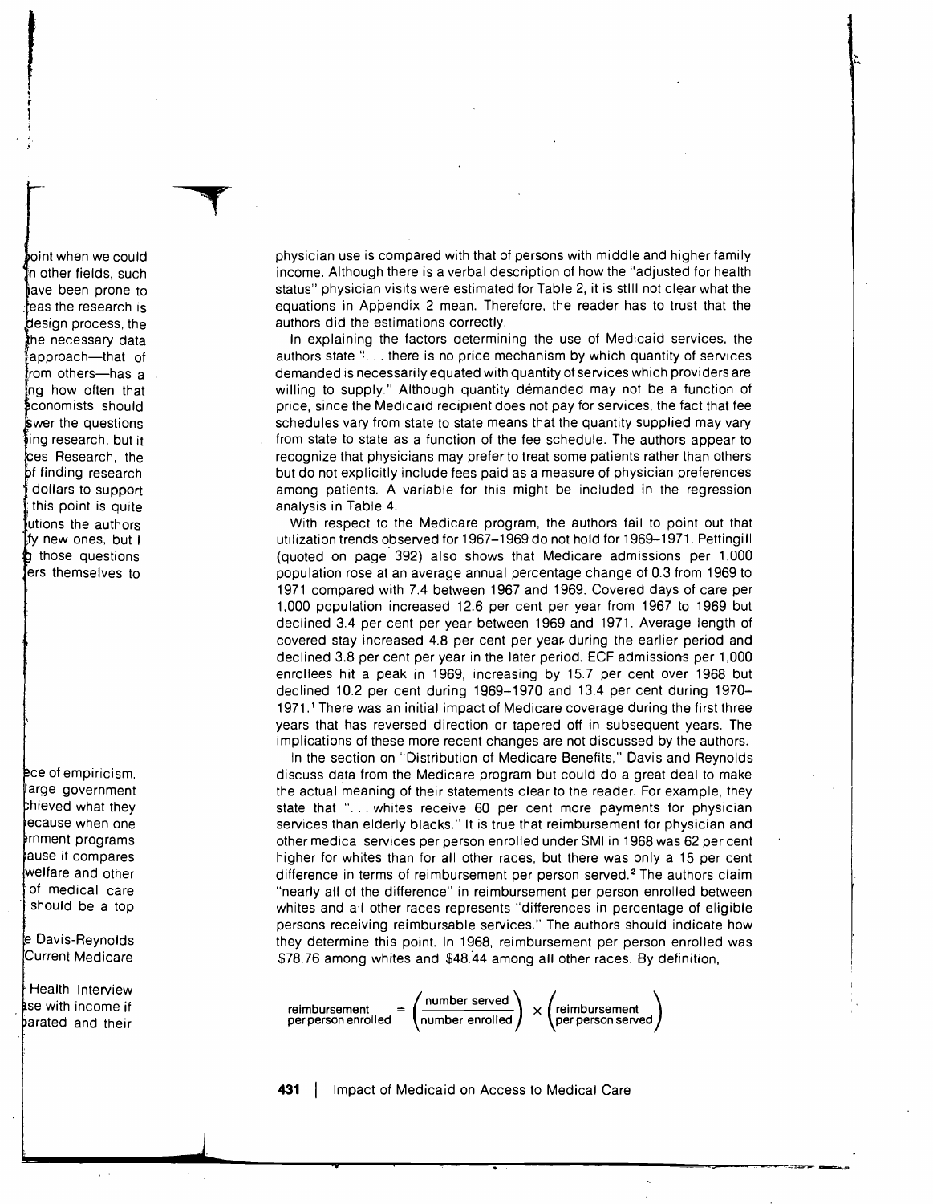physician use is compared with that of persons with middle and higher family income. Although there is a verbal description of how the "adjusted for health status" physician visits were estimated for Table 2, it is still not clear what the equations in Appendix 2 mean. Therefore, the reader has to trust that the authors did the estimations correctly.

In explaining the factors determining the use of Medicaid services, the authors state ". . . there is no price mechanism by which quantity of services demanded is necessarily equated with quantity of services which providers are willing to supply." Although quantity demanded may not be a function of price, since the Medicaid recipient does not pay for services, the fact that fee schedules vary from state to state means that the quantity supplied may vary from state to state as a function of the fee schedule. The authors appear to recognize that physicians may prefer to treat some patients rather than others but do not explicitly include fees paid as a measure of physician preferences among patients. A variable for this might be included in the regression analysis in Table 4.

With respect to the Medicare program, the authors fail to point out that utilization trends observed for 1967–1969 do not hold for 1969–1971. Pettingill (quoted on page 392) also shows that Medicare admissions per 1,000 population rose at an average annual percentage change of 0.3 from 1969 to 1971 compared with 7.4 between 1967 and 1969. Covered days of care per 1,000 population increased 12.6 per cent per year from 1967 to 1969 but declined 3.4 per cent per year between 1969 and 1971. Average length of covered stay increased 4.8 per cent per year during the earlier period and declined 3.8 per cent per year in the later period. ECF admissions per 1,000 enrollees hit a peak in 1969, increasing by 15.7 per cent over 1968 but declined 10.2 per cent during 1969–1970 and 13.4 per cent during 1970–1971.[1] There was an initial impact of Medicare coverage during the first three years that has reversed direction or tapered off in subsequent years. The implications of these more recent changes are not discussed by the authors.

In the section on "Distribution of Medicare Benefits," Davis and Reynolds discuss data from the Medicare program but could do a great deal to make the actual meaning of their statements clear to the reader. For example, they state that ". . . whites receive 60 per cent more payments for physician services than elderly blacks." It is true that reimbursement for physician and other medical services per person enrolled under SMI in 1968 was 62 per cent higher for whites than for all other races, but there was only a 15 per cent difference in terms of reimbursement per person served.[2] The authors claim "nearly all of the difference" in reimbursement per person enrolled between whites and all other races represents "differences in percentage of eligible persons receiving reimbursable services." The authors should indicate how they determine this point. In 1968, reimbursement per person enrolled was $78.76 among whites and $48.44 among all other races. By definition,

$$\text{reimbursement per person enrolled} = \left(\frac{\text{number served}}{\text{number enrolled}}\right) \times \left(\text{reimbursement per person served}\right)$$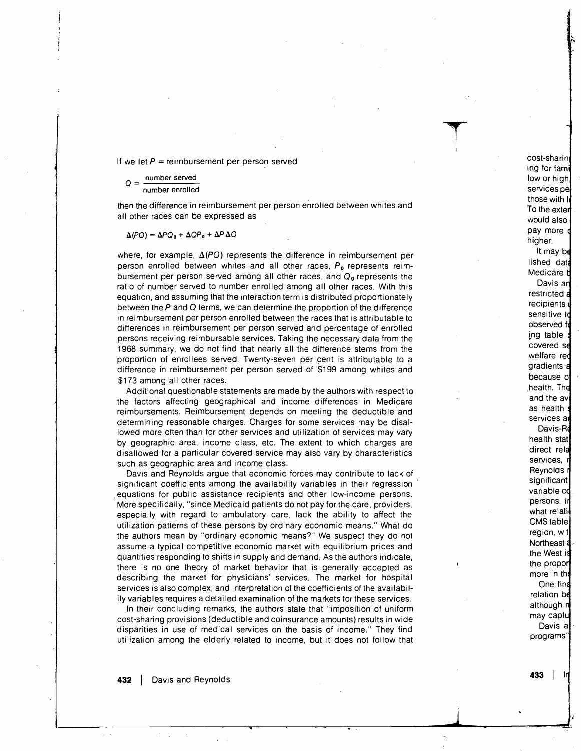If we let $P$ = reimbursement per person served

$$Q = \frac{\text{number served}}{\text{number enrolled}}$$

then the difference in reimbursement per person enrolled between whites and all other races can be expressed as

$$\Delta(PQ) = \Delta P Q_0 + \Delta Q P_0 + \Delta P \, \Delta Q$$

where, for example, $\Delta(PQ)$ represents the difference in reimbursement per person enrolled between whites and all other races, $P_0$ represents reimbursement per person served among all other races, and $Q_0$ represents the ratio of number served to number enrolled among all other races. With this equation, and assuming that the interaction term is distributed proportionately between the $P$ and $Q$ terms, we can determine the proportion of the difference in reimbursement per person enrolled between the races that is attributable to differences in reimbursement per person served and percentage of enrolled persons receiving reimbursable services. Taking the necessary data from the 1968 summary, we do not find that nearly all the difference stems from the proportion of enrollees served. Twenty-seven per cent is attributable to a difference in reimbursement per person served of \$199 among whites and \$173 among all other races.

Additional questionable statements are made by the authors with respect to the factors affecting geographical and income differences in Medicare reimbursements. Reimbursement depends on meeting the deductible and determining reasonable charges. Charges for some services may be disallowed more often than for other services and utilization of services may vary by geographic area, income class, etc. The extent to which charges are disallowed for a particular covered service may also vary by characteristics such as geographic area and income class.

Davis and Reynolds argue that economic forces may contribute to lack of significant coefficients among the availability variables in their regression equations for public assistance recipients and other low-income persons. More specifically, "since Medicaid patients do not pay for the care, providers, especially with regard to ambulatory care, lack the ability to affect the utilization patterns of these persons by ordinary economic means." What do the authors mean by "ordinary economic means?" We suspect they do not assume a typical competitive economic market with equilibrium prices and quantities responding to shifts in supply and demand. As the authors indicate, there is no one theory of market behavior that is generally accepted as describing the market for physicians' services. The market for hospital services is also complex, and interpretation of the coefficients of the availability variables requires a detailed examination of the markets for these services.

In their concluding remarks, the authors state that "imposition of uniform cost-sharing provisions (deductible and coinsurance amounts) results in wide disparities in use of medical services on the basis of income." They find utilization among the elderly related to income, but it does not follow that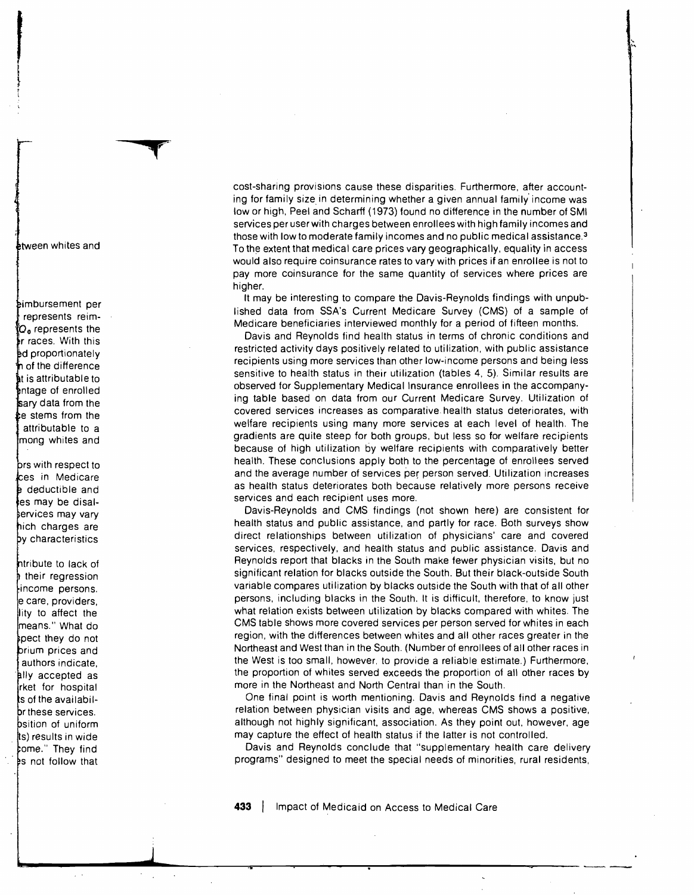cost-sharing provisions cause these disparities. Furthermore, after accounting for family size in determining whether a given annual family income was low or high, Peel and Scharff (1973) found no difference in the number of SMI services per user with charges between enrollees with high family incomes and those with low to moderate family incomes and no public medical assistance.[3] To the extent that medical care prices vary geographically, equality in access would also require coinsurance rates to vary with prices if an enrollee is not to pay more coinsurance for the same quantity of services where prices are higher.

It may be interesting to compare the Davis-Reynolds findings with unpublished data from SSA's Current Medicare Survey (CMS) of a sample of Medicare beneficiaries interviewed monthly for a period of fifteen months.

Davis and Reynolds find health status in terms of chronic conditions and restricted activity days positively related to utilization, with public assistance recipients using more services than other low-income persons and being less sensitive to health status in their utilization (tables 4, 5). Similar results are observed for Supplementary Medical Insurance enrollees in the accompanying table based on data from our Current Medicare Survey. Utilization of covered services increases as comparative health status deteriorates, with welfare recipients using many more services at each level of health. The gradients are quite steep for both groups, but less so for welfare recipients because of high utilization by welfare recipients with comparatively better health. These conclusions apply both to the percentage of enrollees served and the average number of services per person served. Utilization increases as health status deteriorates both because relatively more persons receive services and each recipient uses more.

Davis-Reynolds and CMS findings (not shown here) are consistent for health status and public assistance, and partly for race. Both surveys show direct relationships between utilization of physicians' care and covered services, respectively, and health status and public assistance. Davis and Reynolds report that blacks in the South make fewer physician visits, but no significant relation for blacks outside the South. But their black-outside South variable compares utilization by blacks outside the South with that of all other persons, including blacks in the South. It is difficult, therefore, to know just what relation exists between utilization by blacks compared with whites. The CMS table shows more covered services per person served for whites in each region, with the differences between whites and all other races greater in the Northeast and West than in the South. (Number of enrollees of all other races in the West is too small, however, to provide a reliable estimate.) Furthermore, the proportion of whites served exceeds the proportion of all other races by more in the Northeast and North Central than in the South.

One final point is worth mentioning. Davis and Reynolds find a negative relation between physician visits and age, whereas CMS shows a positive, although not highly significant, association. As they point out, however, age may capture the effect of health status if the latter is not controlled.

Davis and Reynolds conclude that "supplementary health care delivery programs" designed to meet the special needs of minorities, rural residents,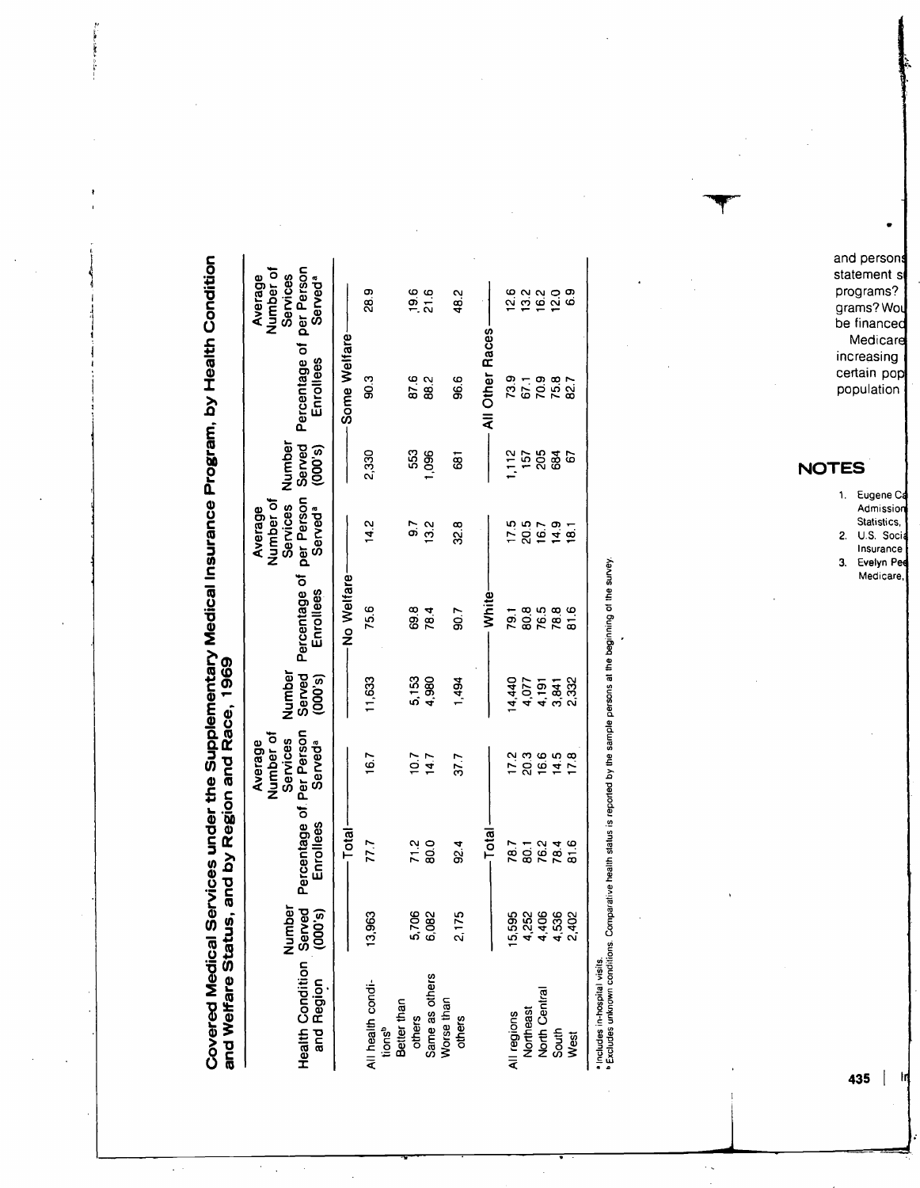## Covered Medical Services under the Supplementary Medical Insurance Program, by Health Condition and Welfare Status, and by Region and Race, 1969

| Health Condition and Region | Number Served (000's) | Percentage of Enrollees | Average Number of Services Per Person Served[a] | Number Served (000's) | Percentage of Enrollees | Average Number of Services per Person Served[a] | Number Served (000's) | Percentage of Enrollees | Average Number of Services per Person Served[a] |
|---|---|---|---|---|---|---|---|---|---|
| | Total | | | No Welfare | | | Some Welfare | | |
| All health conditions[b] | 13,963 | 77.7 | 16.7 | 11,633 | 75.6 | 14.2 | 2,330 | 90.3 | 28.9 |
| Better than others | 5,706 | 71.2 | 10.7 | 5,153 | 69.8 | 9.7 | 553 | 87.6 | 19.6 |
| Same as others | 6,082 | 80.0 | 14.7 | 4,980 | 78.4 | 13.2 | 1,096 | 88.2 | 21.6 |
| Worse than others | 2,175 | 92.4 | 37.7 | 1,494 | 90.7 | 32.8 | 681 | 96.6 | 48.2 |
| | Total | | | White | | | All Other Races | | |
| All regions | 15,595 | 78.7 | 17.2 | 14,440 | 79.1 | 17.5 | 1,112 | 73.9 | 12.6 |
| Northeast | 4,252 | 80.1 | 20.3 | 4,077 | 80.8 | 20.5 | 157 | 67.1 | 13.2 |
| North Central | 4,406 | 76.2 | 16.6 | 4,191 | 76.5 | 16.7 | 205 | 70.9 | 16.2 |
| South | 4,536 | 78.4 | 14.5 | 3,841 | 78.8 | 14.9 | 684 | 75.8 | 12.0 |
| West | 2,402 | 81.6 | 17.8 | 2,332 | 81.6 | 18.1 | 67 | 82.7 | 6.9 |

[a] Includes in-hospital visits.
[b] Excludes unknown conditions. Comparative health status is reported by the sample persons at the beginning of the survey.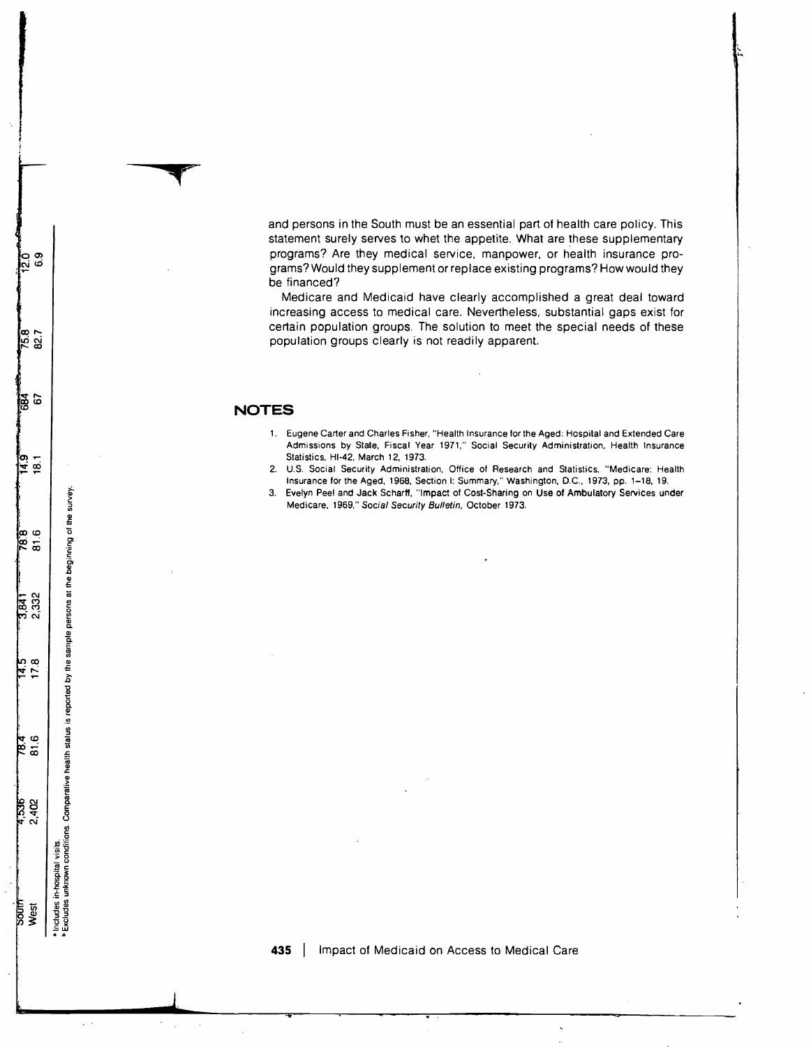and persons in the South must be an essential part of health care policy. This statement surely serves to whet the appetite. What are these supplementary programs? Are they medical service, manpower, or health insurance programs? Would they supplement or replace existing programs? How would they be financed?

Medicare and Medicaid have clearly accomplished a great deal toward increasing access to medical care. Nevertheless, substantial gaps exist for certain population groups. The solution to meet the special needs of these population groups clearly is not readily apparent.

## NOTES

1. Eugene Carter and Charles Fisher, "Health Insurance for the Aged: Hospital and Extended Care Admissions by State, Fiscal Year 1971," Social Security Administration, Health Insurance Statistics, HI-42, March 12, 1973.
2. U.S. Social Security Administration, Office of Research and Statistics, "Medicare: Health Insurance for the Aged, 1968, Section I: Summary," Washington, D.C., 1973, pp. 1–18, 19.
3. Evelyn Peel and Jack Scharff, "Impact of Cost-Sharing on Use of Ambulatory Services under Medicare, 1969," *Social Security Bulletin*, October 1973.

| | | | | | | | | | |
|---|---|---|---|---|---|---|---|---|---|
| South | 4,536 | 78.4 | 14.5 | 3,841 | 78.8 | 14.9 | 684 | 75.8 | 12.0 |
| West | 2,402 | 81.6 | 17.8 | 2,332 | 81.6 | 18.1 | 67 | 82.7 | 6.9 |

[a] Includes in-hospital visits.
[b] Excludes unknown conditions. Comparative health status is reported by the sample persons at the beginning of the survey.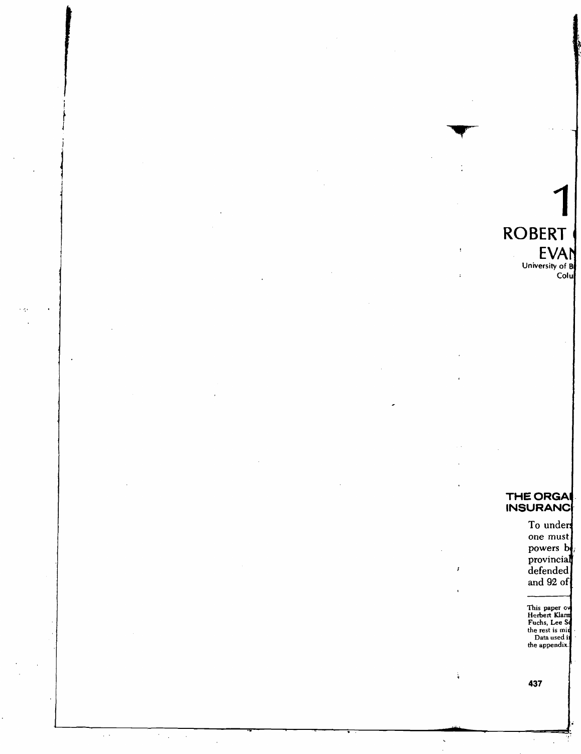# 1

# ROBERT

# EVAN

University of B

Colu

## THE ORGA INSURANC

To unders one must powers b provincial defended and 92 of

This paper ow Herbert Klarm Fuchs, Lee S the rest is mi Data used i the appendix.